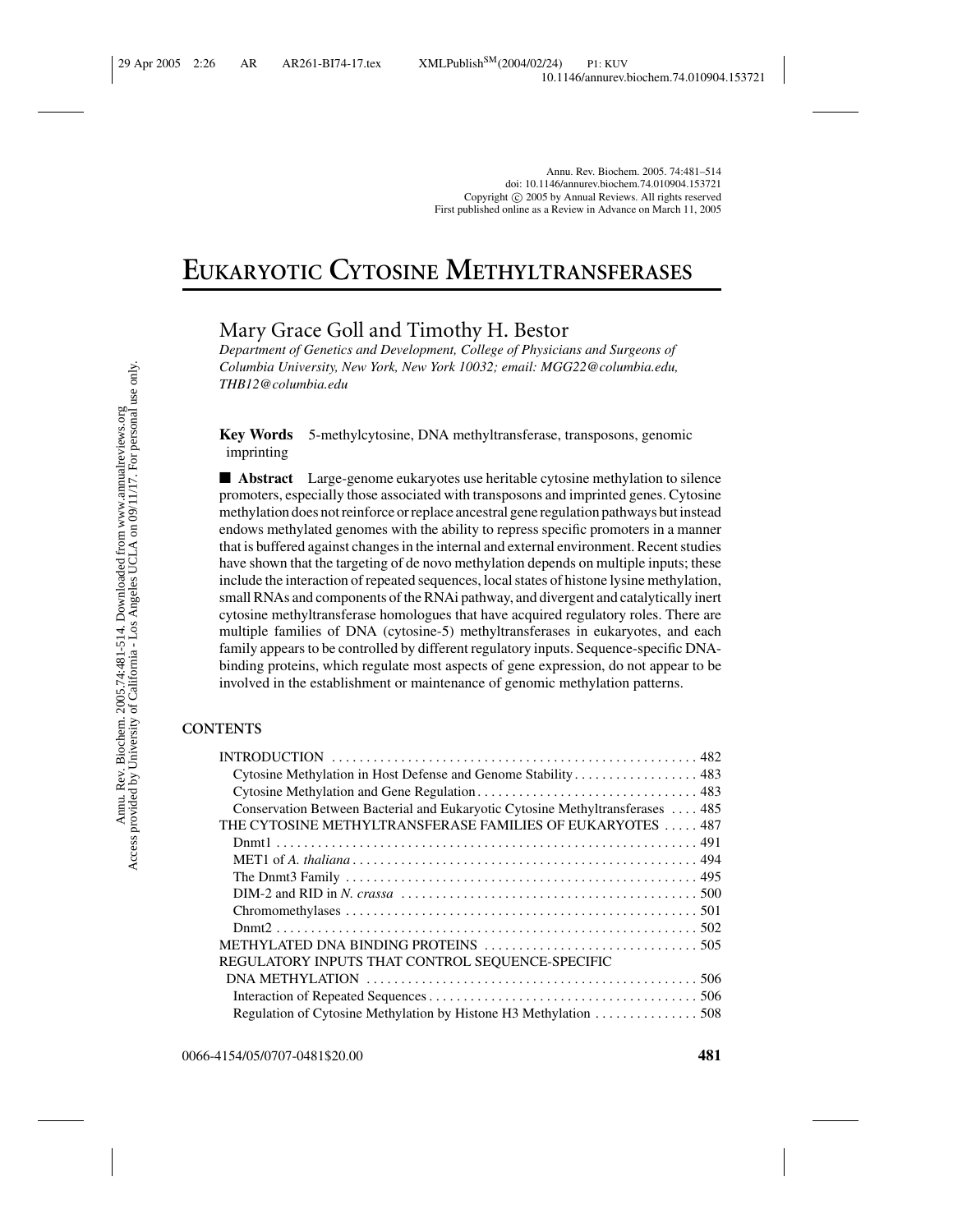# EUKARYOTIC CYTOSINE METHYLTRANSFERASES

Mary Grace Goll and Timothy H. Bestor

*Department of Genetics and Development, College of Physicians and Surgeons of Columbia University, New York, New York 10032; email: MGG22@columbia.edu, THB12@columbia.edu*

**Key Words** 5-methylcytosine, DNA methyltransferase, transposons, genomic imprinting

■ **Abstract** Large-genome eukaryotes use heritable cytosine methylation to silence promoters, especially those associated with transposons and imprinted genes. Cytosine methylation does not reinforce or replace ancestral gene regulation pathways but instead endows methylated genomes with the ability to repress specific promoters in a manner that is buffered against changes in the internal and external environment. Recent studies have shown that the targeting of de novo methylation depends on multiple inputs; these include the interaction of repeated sequences, local states of histone lysine methylation, small RNAs and components of the RNAi pathway, and divergent and catalytically inert cytosine methyltransferase homologues that have acquired regulatory roles. There are multiple families of DNA (cytosine-5) methyltransferases in eukaryotes, and each family appears to be controlled by different regulatory inputs. Sequence-specific DNA-binding proteins, which regulate most aspects of gene expression, do not appear to be involved in the establishment or maintenance of genomic methylation patterns.

**CONTENTS**

INTRODUCTION ..... 482
- Cytosine Methylation in Host Defense and Genome Stability ..... 483
- Cytosine Methylation and Gene Regulation ..... 483
- Conservation Between Bacterial and Eukaryotic Cytosine Methyltransferases ..... 485

THE CYTOSINE METHYLTRANSFERASE FAMILIES OF EUKARYOTES ..... 487
- Dnmt1 ..... 491
- MET1 of *A. thaliana* ..... 494
- The Dnmt3 Family ..... 495
- DIM-2 and RID in *N. crassa* ..... 500
- Chromomethylases ..... 501
- Dnmt2 ..... 502

METHYLATED DNA BINDING PROTEINS ..... 505

REGULATORY INPUTS THAT CONTROL SEQUENCE-SPECIFIC DNA METHYLATION ..... 506
- Interaction of Repeated Sequences ..... 506
- Regulation of Cytosine Methylation by Histone H3 Methylation ..... 508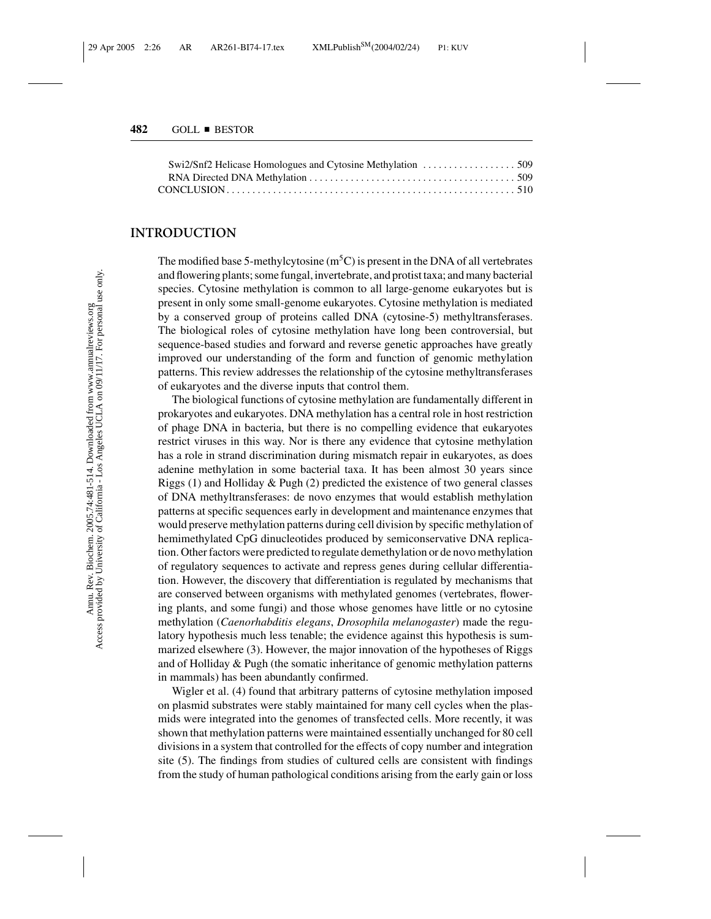Swi2/Snf2 Helicase Homologues and Cytosine Methylation . . . . . . . . . . . . . . . . . . 509
RNA Directed DNA Methylation . . . . . . . . . . . . . . . . . . . . . . . . . . . . . . . . . . . . . . . . 509
CONCLUSION . . . . . . . . . . . . . . . . . . . . . . . . . . . . . . . . . . . . . . . . . . . . . . . . . . . . . . . 510

## INTRODUCTION

The modified base 5-methylcytosine ($m^5C$) is present in the DNA of all vertebrates and flowering plants; some fungal, invertebrate, and protist taxa; and many bacterial species. Cytosine methylation is common to all large-genome eukaryotes but is present in only some small-genome eukaryotes. Cytosine methylation is mediated by a conserved group of proteins called DNA (cytosine-5) methyltransferases. The biological roles of cytosine methylation have long been controversial, but sequence-based studies and forward and reverse genetic approaches have greatly improved our understanding of the form and function of genomic methylation patterns. This review addresses the relationship of the cytosine methyltransferases of eukaryotes and the diverse inputs that control them.

The biological functions of cytosine methylation are fundamentally different in prokaryotes and eukaryotes. DNA methylation has a central role in host restriction of phage DNA in bacteria, but there is no compelling evidence that eukaryotes restrict viruses in this way. Nor is there any evidence that cytosine methylation has a role in strand discrimination during mismatch repair in eukaryotes, as does adenine methylation in some bacterial taxa. It has been almost 30 years since Riggs (1) and Holliday & Pugh (2) predicted the existence of two general classes of DNA methyltransferases: de novo enzymes that would establish methylation patterns at specific sequences early in development and maintenance enzymes that would preserve methylation patterns during cell division by specific methylation of hemimethylated CpG dinucleotides produced by semiconservative DNA replication. Other factors were predicted to regulate demethylation or de novo methylation of regulatory sequences to activate and repress genes during cellular differentiation. However, the discovery that differentiation is regulated by mechanisms that are conserved between organisms with methylated genomes (vertebrates, flowering plants, and some fungi) and those whose genomes have little or no cytosine methylation (*Caenorhabditis elegans*, *Drosophila melanogaster*) made the regulatory hypothesis much less tenable; the evidence against this hypothesis is summarized elsewhere (3). However, the major innovation of the hypotheses of Riggs and of Holliday & Pugh (the somatic inheritance of genomic methylation patterns in mammals) has been abundantly confirmed.

Wigler et al. (4) found that arbitrary patterns of cytosine methylation imposed on plasmid substrates were stably maintained for many cell cycles when the plasmids were integrated into the genomes of transfected cells. More recently, it was shown that methylation patterns were maintained essentially unchanged for 80 cell divisions in a system that controlled for the effects of copy number and integration site (5). The findings from studies of cultured cells are consistent with findings from the study of human pathological conditions arising from the early gain or loss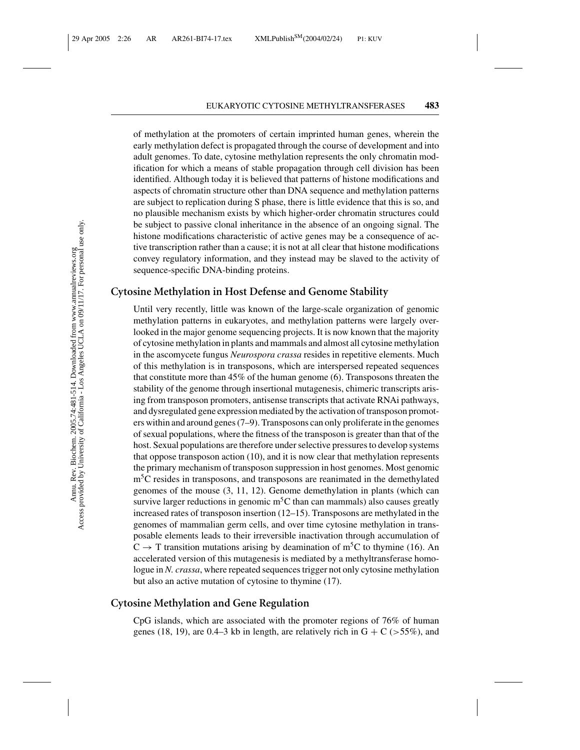of methylation at the promoters of certain imprinted human genes, wherein the early methylation defect is propagated through the course of development and into adult genomes. To date, cytosine methylation represents the only chromatin modification for which a means of stable propagation through cell division has been identified. Although today it is believed that patterns of histone modifications and aspects of chromatin structure other than DNA sequence and methylation patterns are subject to replication during S phase, there is little evidence that this is so, and no plausible mechanism exists by which higher-order chromatin structures could be subject to passive clonal inheritance in the absence of an ongoing signal. The histone modifications characteristic of active genes may be a consequence of active transcription rather than a cause; it is not at all clear that histone modifications convey regulatory information, and they instead may be slaved to the activity of sequence-specific DNA-binding proteins.

## Cytosine Methylation in Host Defense and Genome Stability

Until very recently, little was known of the large-scale organization of genomic methylation patterns in eukaryotes, and methylation patterns were largely overlooked in the major genome sequencing projects. It is now known that the majority of cytosine methylation in plants and mammals and almost all cytosine methylation in the ascomycete fungus *Neurospora crassa* resides in repetitive elements. Much of this methylation is in transposons, which are interspersed repeated sequences that constitute more than 45% of the human genome (6). Transposons threaten the stability of the genome through insertional mutagenesis, chimeric transcripts arising from transposon promoters, antisense transcripts that activate RNAi pathways, and dysregulated gene expression mediated by the activation of transposon promoters within and around genes (7–9). Transposons can only proliferate in the genomes of sexual populations, where the fitness of the transposon is greater than that of the host. Sexual populations are therefore under selective pressures to develop systems that oppose transposon action (10), and it is now clear that methylation represents the primary mechanism of transposon suppression in host genomes. Most genomic $m^5C$ resides in transposons, and transposons are reanimated in the demethylated genomes of the mouse (3, 11, 12). Genome demethylation in plants (which can survive larger reductions in genomic $m^5C$ than can mammals) also causes greatly increased rates of transposon insertion (12–15). Transposons are methylated in the genomes of mammalian germ cells, and over time cytosine methylation in transposable elements leads to their irreversible inactivation through accumulation of $C \rightarrow T$ transition mutations arising by deamination of $m^5C$ to thymine (16). An accelerated version of this mutagenesis is mediated by a methyltransferase homologue in *N. crassa*, where repeated sequences trigger not only cytosine methylation but also an active mutation of cytosine to thymine (17).

## Cytosine Methylation and Gene Regulation

CpG islands, which are associated with the promoter regions of 76% of human genes (18, 19), are 0.4–3 kb in length, are relatively rich in G + C (>55%), and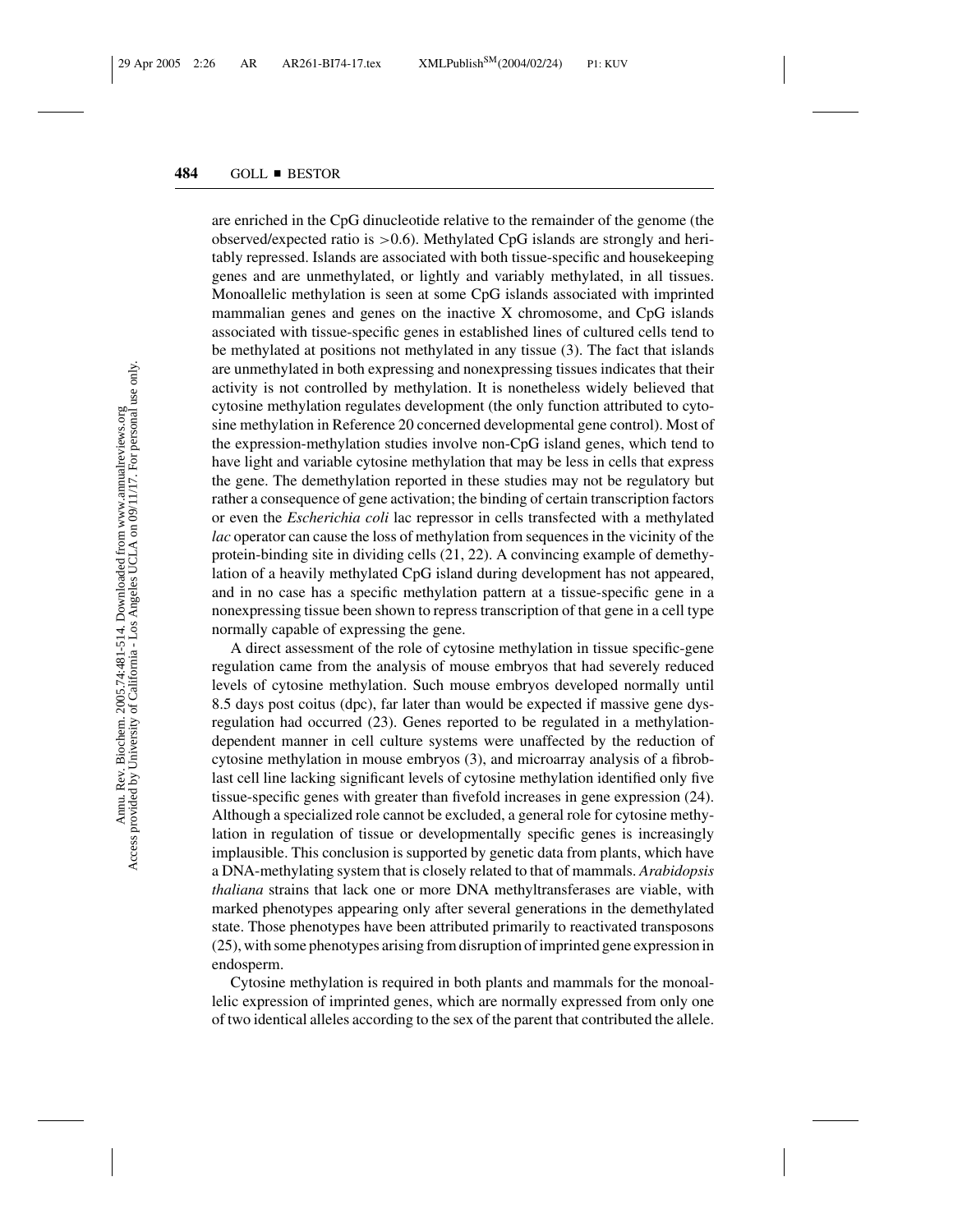are enriched in the CpG dinucleotide relative to the remainder of the genome (the observed/expected ratio is $>0.6$). Methylated CpG islands are strongly and heritably repressed. Islands are associated with both tissue-specific and housekeeping genes and are unmethylated, or lightly and variably methylated, in all tissues. Monoallelic methylation is seen at some CpG islands associated with imprinted mammalian genes and genes on the inactive X chromosome, and CpG islands associated with tissue-specific genes in established lines of cultured cells tend to be methylated at positions not methylated in any tissue (3). The fact that islands are unmethylated in both expressing and nonexpressing tissues indicates that their activity is not controlled by methylation. It is nonetheless widely believed that cytosine methylation regulates development (the only function attributed to cytosine methylation in Reference 20 concerned developmental gene control). Most of the expression-methylation studies involve non-CpG island genes, which tend to have light and variable cytosine methylation that may be less in cells that express the gene. The demethylation reported in these studies may not be regulatory but rather a consequence of gene activation; the binding of certain transcription factors or even the *Escherichia coli* lac repressor in cells transfected with a methylated *lac* operator can cause the loss of methylation from sequences in the vicinity of the protein-binding site in dividing cells (21, 22). A convincing example of demethylation of a heavily methylated CpG island during development has not appeared, and in no case has a specific methylation pattern at a tissue-specific gene in a nonexpressing tissue been shown to repress transcription of that gene in a cell type normally capable of expressing the gene.

A direct assessment of the role of cytosine methylation in tissue specific-gene regulation came from the analysis of mouse embryos that had severely reduced levels of cytosine methylation. Such mouse embryos developed normally until 8.5 days post coitus (dpc), far later than would be expected if massive gene dysregulation had occurred (23). Genes reported to be regulated in a methylation-dependent manner in cell culture systems were unaffected by the reduction of cytosine methylation in mouse embryos (3), and microarray analysis of a fibroblast cell line lacking significant levels of cytosine methylation identified only five tissue-specific genes with greater than fivefold increases in gene expression (24). Although a specialized role cannot be excluded, a general role for cytosine methylation in regulation of tissue or developmentally specific genes is increasingly implausible. This conclusion is supported by genetic data from plants, which have a DNA-methylating system that is closely related to that of mammals. *Arabidopsis thaliana* strains that lack one or more DNA methyltransferases are viable, with marked phenotypes appearing only after several generations in the demethylated state. Those phenotypes have been attributed primarily to reactivated transposons (25), with some phenotypes arising from disruption of imprinted gene expression in endosperm.

Cytosine methylation is required in both plants and mammals for the monoallelic expression of imprinted genes, which are normally expressed from only one of two identical alleles according to the sex of the parent that contributed the allele.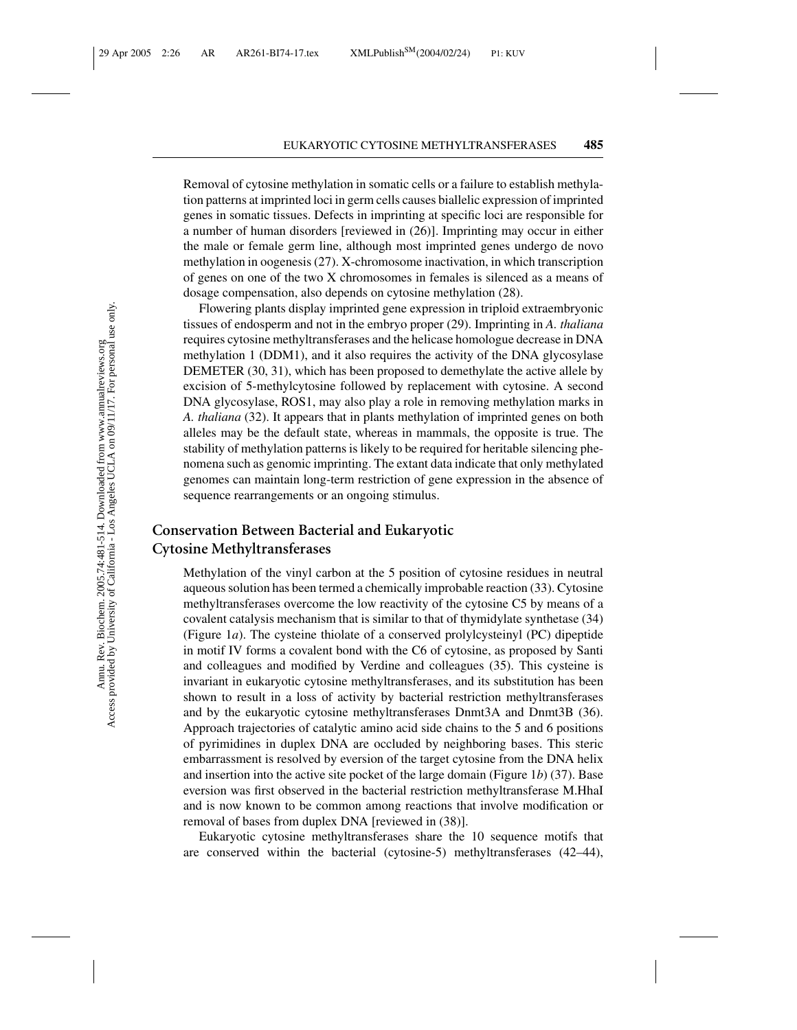Removal of cytosine methylation in somatic cells or a failure to establish methylation patterns at imprinted loci in germ cells causes biallelic expression of imprinted genes in somatic tissues. Defects in imprinting at specific loci are responsible for a number of human disorders [reviewed in (26)]. Imprinting may occur in either the male or female germ line, although most imprinted genes undergo de novo methylation in oogenesis (27). X-chromosome inactivation, in which transcription of genes on one of the two X chromosomes in females is silenced as a means of dosage compensation, also depends on cytosine methylation (28).

Flowering plants display imprinted gene expression in triploid extraembryonic tissues of endosperm and not in the embryo proper (29). Imprinting in *A. thaliana* requires cytosine methyltransferases and the helicase homologue decrease in DNA methylation 1 (DDM1), and it also requires the activity of the DNA glycosylase DEMETER (30, 31), which has been proposed to demethylate the active allele by excision of 5-methylcytosine followed by replacement with cytosine. A second DNA glycosylase, ROS1, may also play a role in removing methylation marks in *A. thaliana* (32). It appears that in plants methylation of imprinted genes on both alleles may be the default state, whereas in mammals, the opposite is true. The stability of methylation patterns is likely to be required for heritable silencing phenomena such as genomic imprinting. The extant data indicate that only methylated genomes can maintain long-term restriction of gene expression in the absence of sequence rearrangements or an ongoing stimulus.

## Conservation Between Bacterial and Eukaryotic Cytosine Methyltransferases

Methylation of the vinyl carbon at the 5 position of cytosine residues in neutral aqueous solution has been termed a chemically improbable reaction (33). Cytosine methyltransferases overcome the low reactivity of the cytosine C5 by means of a covalent catalysis mechanism that is similar to that of thymidylate synthetase (34) (Figure 1*a*). The cysteine thiolate of a conserved prolylcysteinyl (PC) dipeptide in motif IV forms a covalent bond with the C6 of cytosine, as proposed by Santi and colleagues and modified by Verdine and colleagues (35). This cysteine is invariant in eukaryotic cytosine methyltransferases, and its substitution has been shown to result in a loss of activity by bacterial restriction methyltransferases and by the eukaryotic cytosine methyltransferases Dnmt3A and Dnmt3B (36). Approach trajectories of catalytic amino acid side chains to the 5 and 6 positions of pyrimidines in duplex DNA are occluded by neighboring bases. This steric embarrassment is resolved by eversion of the target cytosine from the DNA helix and insertion into the active site pocket of the large domain (Figure 1*b*) (37). Base eversion was first observed in the bacterial restriction methyltransferase M.HhaI and is now known to be common among reactions that involve modification or removal of bases from duplex DNA [reviewed in (38)].

Eukaryotic cytosine methyltransferases share the 10 sequence motifs that are conserved within the bacterial (cytosine-5) methyltransferases (42–44),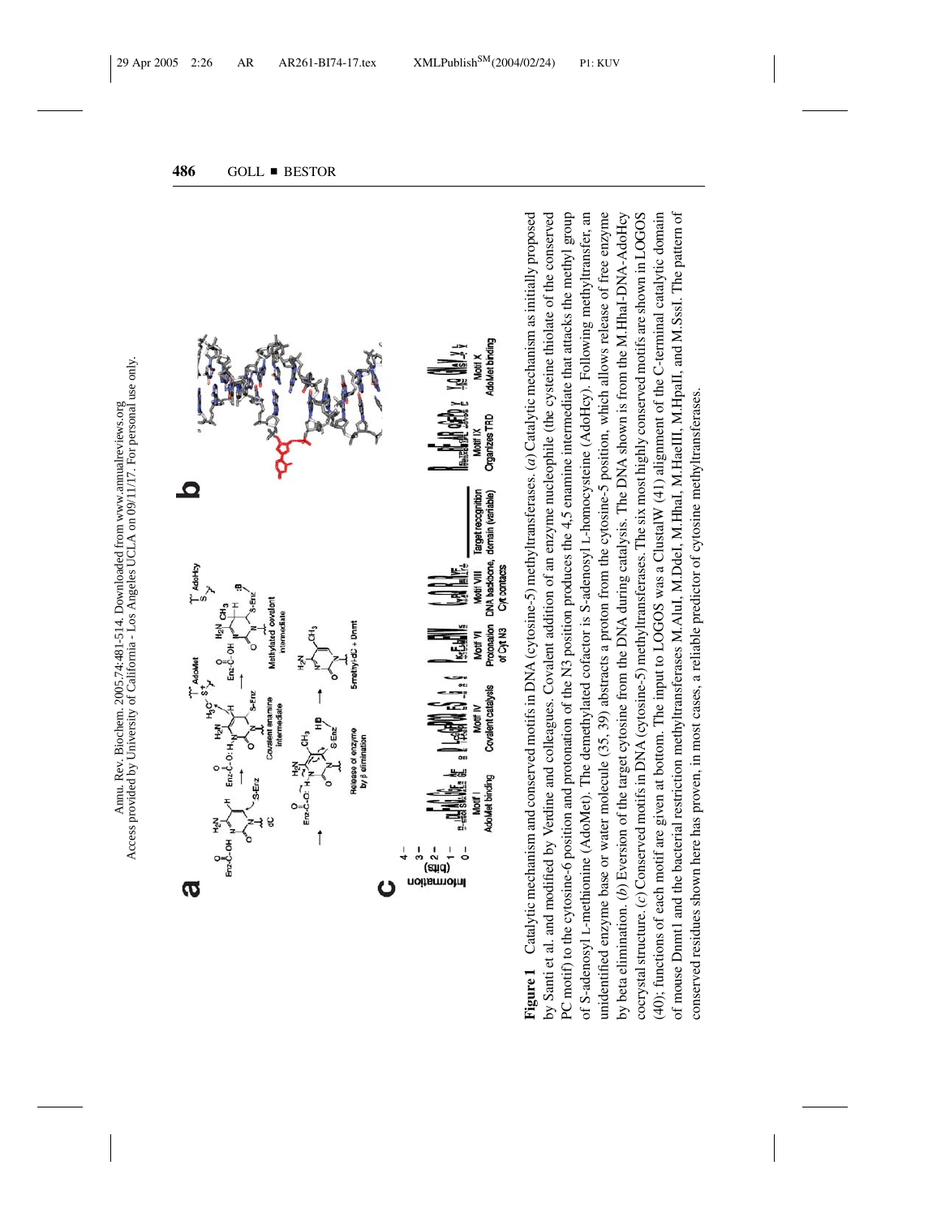**Figure 1** Catalytic mechanism and conserved motifs in DNA (cytosine-5) methyltransferases. (*a*) Catalytic mechanism as initially proposed by Santi et al. and modified by Verdine and colleagues. Covalent addition of an enzyme nucleophile (the cysteine thiolate of the conserved PC motif) to the cytosine-6 position and protonation of the N3 position produces the 4,5 enamine intermediate that attacks the methyl group of S-adenosyl L-methionine (AdoMet). The demethylated cofactor is S-adenosyl L-homocysteine (AdoHcy). Following methyltransfer, an unidentified enzyme base or water molecule (35, 39) abstracts a proton from the cytosine-5 position, which allows release of free enzyme by beta elimination. (*b*) Eversion of the target cytosine from the DNA during catalysis. The DNA shown is from the M.HhaI-DNA-AdoHcy cocrystal structure. (*c*) Conserved motifs in DNA (cytosine-5) methyltransferases. The six most highly conserved motifs are shown in LOGOS (40); functions of each motif are given at bottom. The input to LOGOS was a ClustalW (41) alignment of the C-terminal catalytic domain of mouse Dnmt1 and the bacterial restriction methyltransferases M.AluI, M.DdeI, M.HhaI, M.HaeIII, M.HpaII, and M.SssI. The pattern of conserved residues shown here has proven, in most cases, a reliable predictor of cytosine methyltransferases.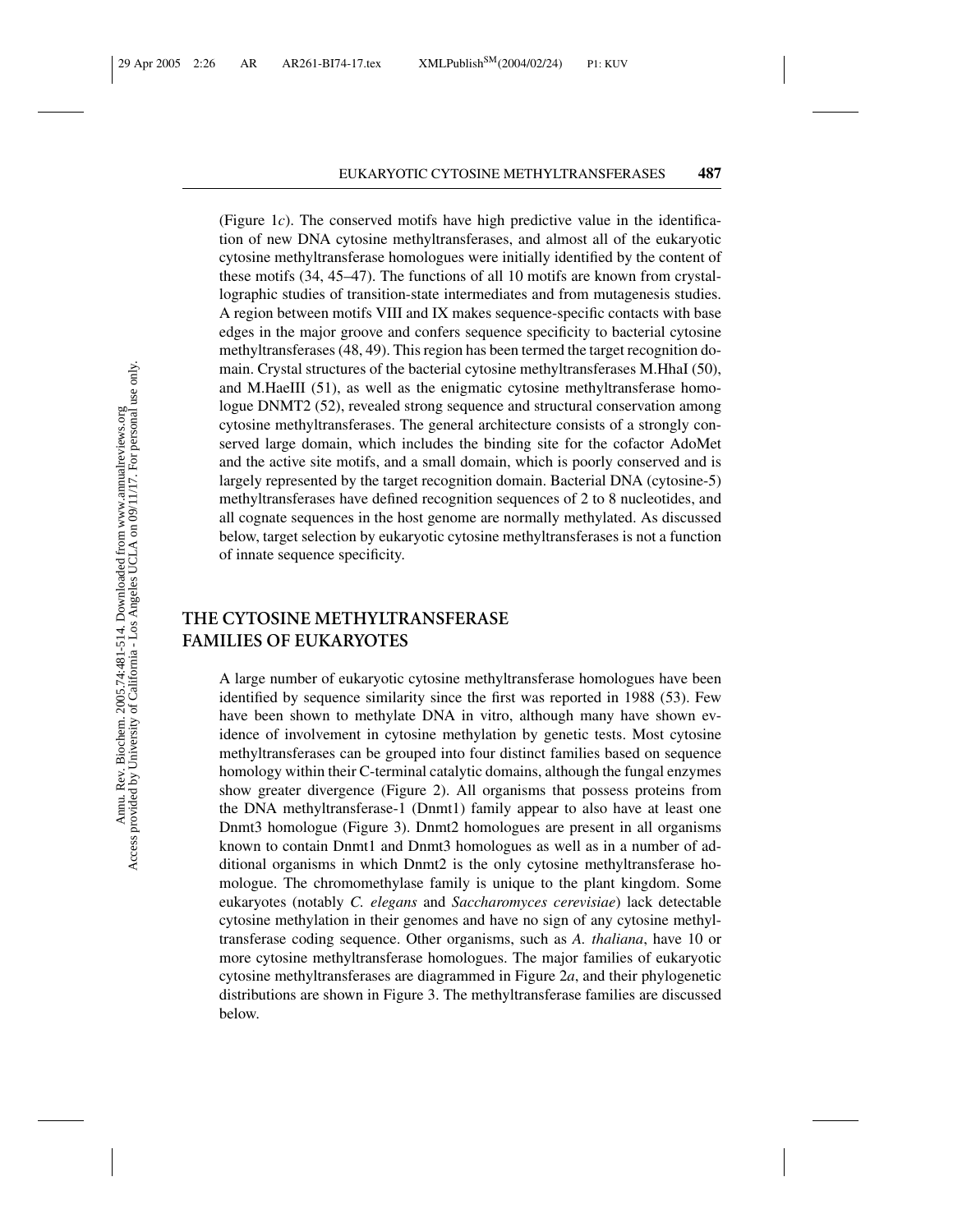(Figure 1*c*). The conserved motifs have high predictive value in the identification of new DNA cytosine methyltransferases, and almost all of the eukaryotic cytosine methyltransferase homologues were initially identified by the content of these motifs (34, 45–47). The functions of all 10 motifs are known from crystallographic studies of transition-state intermediates and from mutagenesis studies. A region between motifs VIII and IX makes sequence-specific contacts with base edges in the major groove and confers sequence specificity to bacterial cytosine methyltransferases (48, 49). This region has been termed the target recognition domain. Crystal structures of the bacterial cytosine methyltransferases M.HhaI (50), and M.HaeIII (51), as well as the enigmatic cytosine methyltransferase homologue DNMT2 (52), revealed strong sequence and structural conservation among cytosine methyltransferases. The general architecture consists of a strongly conserved large domain, which includes the binding site for the cofactor AdoMet and the active site motifs, and a small domain, which is poorly conserved and is largely represented by the target recognition domain. Bacterial DNA (cytosine-5) methyltransferases have defined recognition sequences of 2 to 8 nucleotides, and all cognate sequences in the host genome are normally methylated. As discussed below, target selection by eukaryotic cytosine methyltransferases is not a function of innate sequence specificity.

## THE CYTOSINE METHYLTRANSFERASE FAMILIES OF EUKARYOTES

A large number of eukaryotic cytosine methyltransferase homologues have been identified by sequence similarity since the first was reported in 1988 (53). Few have been shown to methylate DNA in vitro, although many have shown evidence of involvement in cytosine methylation by genetic tests. Most cytosine methyltransferases can be grouped into four distinct families based on sequence homology within their C-terminal catalytic domains, although the fungal enzymes show greater divergence (Figure 2). All organisms that possess proteins from the DNA methyltransferase-1 (Dnmt1) family appear to also have at least one Dnmt3 homologue (Figure 3). Dnmt2 homologues are present in all organisms known to contain Dnmt1 and Dnmt3 homologues as well as in a number of additional organisms in which Dnmt2 is the only cytosine methyltransferase homologue. The chromomethylase family is unique to the plant kingdom. Some eukaryotes (notably *C. elegans* and *Saccharomyces cerevisiae*) lack detectable cytosine methylation in their genomes and have no sign of any cytosine methyltransferase coding sequence. Other organisms, such as *A. thaliana*, have 10 or more cytosine methyltransferase homologues. The major families of eukaryotic cytosine methyltransferases are diagrammed in Figure 2*a*, and their phylogenetic distributions are shown in Figure 3. The methyltransferase families are discussed below.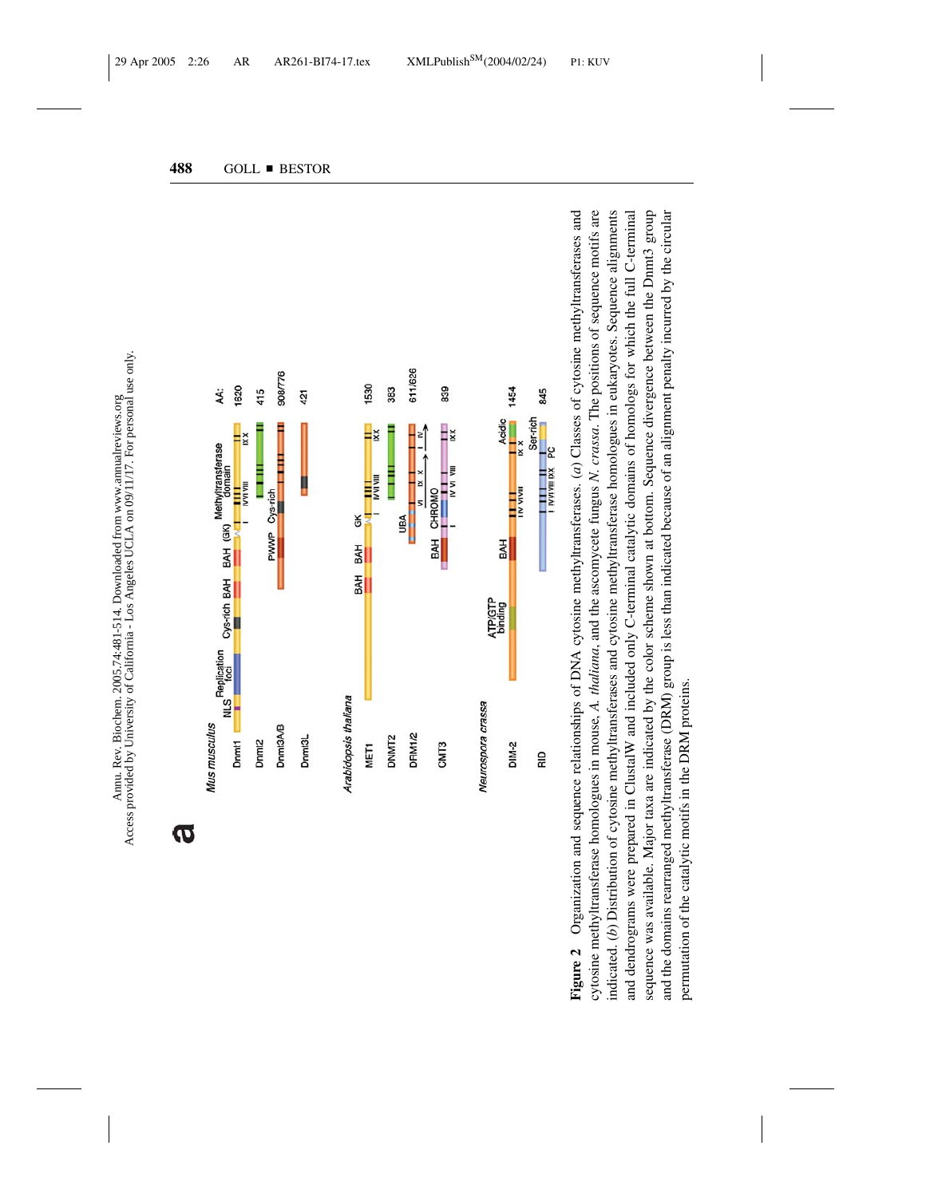**Figure 2** Organization and sequence relationships of DNA cytosine methyltransferases and cytosine methyltransferase homologues in mouse, *A. thaliana*, and the ascomycete fungus *N. crassa*. (*a*) Classes of cytosine methyltransferases and cytosine methyltransferase homologues in mouse, *A. thaliana*, and the ascomycete fungus *N. crassa*. The positions of sequence motifs are indicated. (*b*) Distribution of cytosine methyltransferases and cytosine methyltransferase homologues in eukaryotes. Sequence alignments and dendrograms were prepared in ClustalW and included only C-terminal catalytic domains of homologs for which the full C-terminal sequence was available. Major taxa are indicated by the color scheme shown at bottom. Sequence divergence between the Dnmt3 group and the domains rearranged methyltransferase (DRM) group is less than indicated because of an alignment penalty incurred by the circular permutation of the catalytic motifs in the DRM proteins.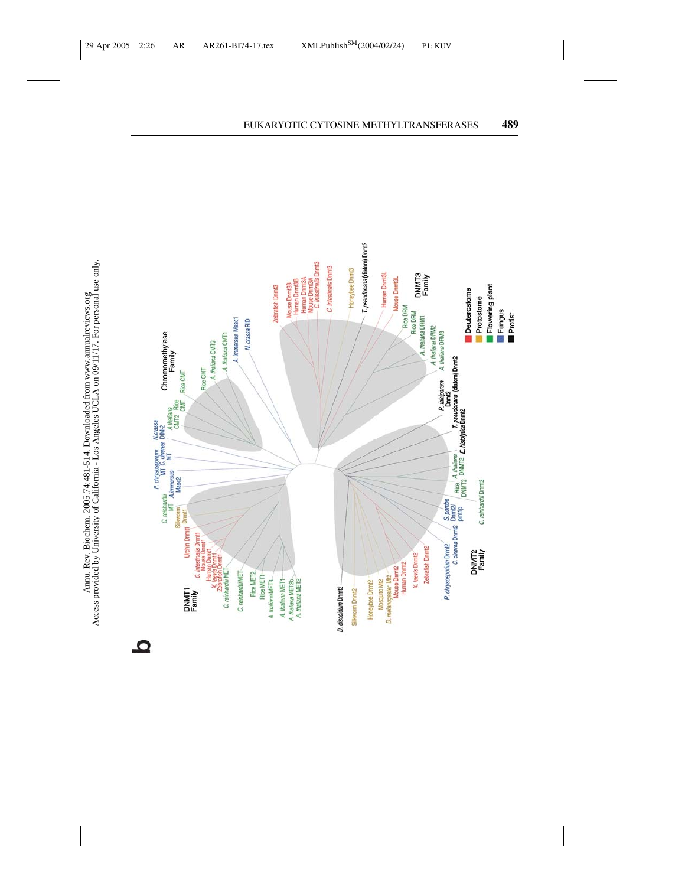**b**

| Family | Members |
| --- | --- |
| DNMT1 Family | Silkworm Dnmt1, Urchin Dnmt1, *C. intestinalis* Dnmt1, Mouse Dnmt1, Human Dnmt1, *X. laevis* Dnmt1, Zebrafish Dnmt1, *C. reinhardtii* MET, *C. reinhardtii* MET, Rice MET2, Rice MET1, *A. thaliana* MET3, *A. thaliana* MET1, *A. thaliana* MET2b, *A. thaliana* MET2 |
| Chromomethylase Family | *A. thaliana* CMT2, Rice CMT, Rice CMT, Rice CMT, *A. thaliana* CMT3, *A. thaliana* CMT1 |
| DNMT3 Family | Zebrafish Dnmt3, Mouse Dnmt3B, Human Dnmt3B, Human Dnmt3A, Mouse Dnmt3A, *C. intestinalis* Dnmt3, *C. intestinalis* Dnmt3, Honeybee Dnmt3, *T. pseudonana* (diatom) Dnmt3, Human Dnmt3L, Mouse Dnmt3L, Rice DRM, Rice DRM, *A. thaliana* DRM1, *A. thaliana* DRM2, *A. thaliana* DRM3 |
| DNMT2 Family | *P. falciparum* Dnmt2, *T. pseudonana* (diatom) Dnmt2, *E. histolytica* Dnmt2, *A. thaliana* DNMT2, Rice DNMT2, *C. reinhardtii* Dnmt2, *S. pombe* Dnmt2/pmt1p, *C. cinerea* Dnmt2, *P. chrysosporium* Dnmt2, Zebrafish Dnmt2, *X. laevis* Dnmt2, Human Dnmt2, Mouse Dnmt2, *D. melanogaster* Mt2, Mosquito Mt2, Honeybee Dnmt2, Silkworm Dnmt2, *D. discoidum* Dnmt2 |
| Unaffiliated (fungal and algal) | *C. reinhardtii* MT, *A. immersus* Masc2, *P. chrysosporium* MT, *C. cinerea* MT, *N. crassa* DIM-2, *A. immersus* Masc1, *N. crassa* RID |

Legend: Deuterostome; Protostome; Flowering plant; Fungus; Protist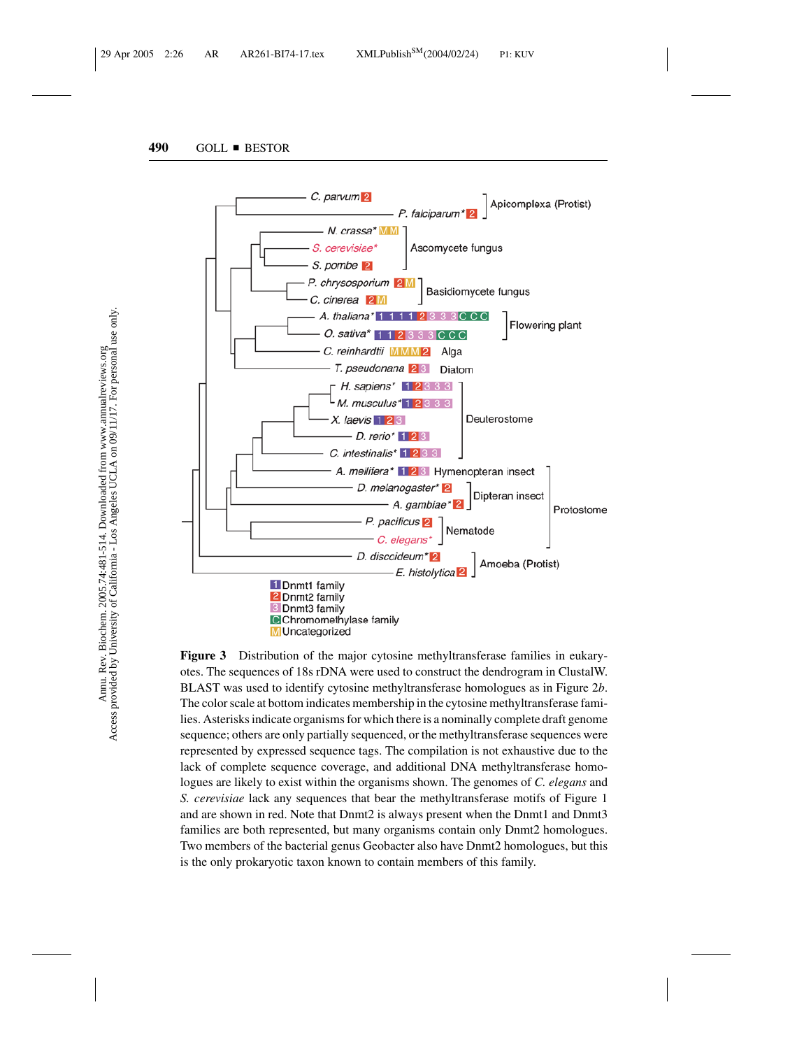**Figure 3** Distribution of the major cytosine methyltransferase families in eukaryotes. The sequences of 18s rDNA were used to construct the dendrogram in ClustalW. BLAST was used to identify cytosine methyltransferase homologues as in Figure 2*b*. The color scale at bottom indicates membership in the cytosine methyltransferase families. Asterisks indicate organisms for which there is a nominally complete draft genome sequence; others are only partially sequenced, or the methyltransferase sequences were represented by expressed sequence tags. The compilation is not exhaustive due to the lack of complete sequence coverage, and additional DNA methyltransferase homologues are likely to exist within the organisms shown. The genomes of *C. elegans* and *S. cerevisiae* lack any sequences that bear the methyltransferase motifs of Figure 1 and are shown in red. Note that Dnmt2 is always present when the Dnmt1 and Dnmt3 families are both represented, but many organisms contain only Dnmt2 homologues. Two members of the bacterial genus Geobacter also have Dnmt2 homologues, but this is the only prokaryotic taxon known to contain members of this family.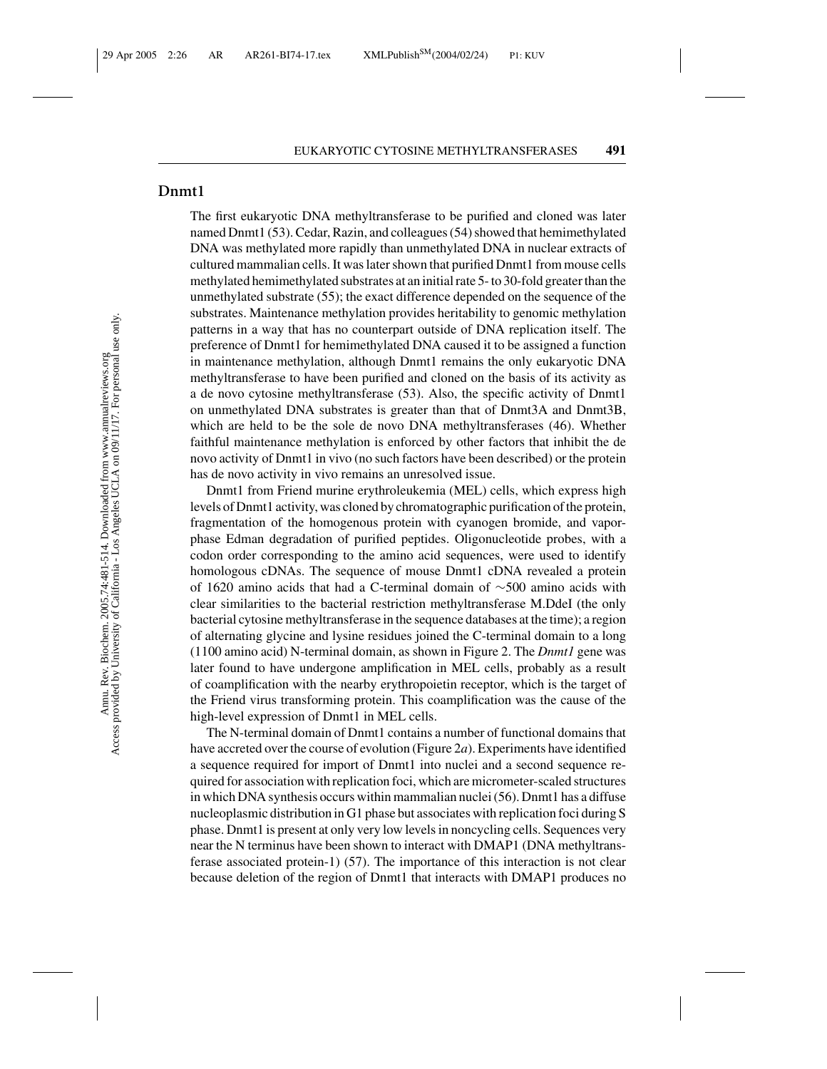## Dnmt1

The first eukaryotic DNA methyltransferase to be purified and cloned was later named Dnmt1 (53). Cedar, Razin, and colleagues (54) showed that hemimethylated DNA was methylated more rapidly than unmethylated DNA in nuclear extracts of cultured mammalian cells. It was later shown that purified Dnmt1 from mouse cells methylated hemimethylated substrates at an initial rate 5- to 30-fold greater than the unmethylated substrate (55); the exact difference depended on the sequence of the substrates. Maintenance methylation provides heritability to genomic methylation patterns in a way that has no counterpart outside of DNA replication itself. The preference of Dnmt1 for hemimethylated DNA caused it to be assigned a function in maintenance methylation, although Dnmt1 remains the only eukaryotic DNA methyltransferase to have been purified and cloned on the basis of its activity as a de novo cytosine methyltransferase (53). Also, the specific activity of Dnmt1 on unmethylated DNA substrates is greater than that of Dnmt3A and Dnmt3B, which are held to be the sole de novo DNA methyltransferases (46). Whether faithful maintenance methylation is enforced by other factors that inhibit the de novo activity of Dnmt1 in vivo (no such factors have been described) or the protein has de novo activity in vivo remains an unresolved issue.

Dnmt1 from Friend murine erythroleukemia (MEL) cells, which express high levels of Dnmt1 activity, was cloned by chromatographic purification of the protein, fragmentation of the homogenous protein with cyanogen bromide, and vapor-phase Edman degradation of purified peptides. Oligonucleotide probes, with a codon order corresponding to the amino acid sequences, were used to identify homologous cDNAs. The sequence of mouse Dnmt1 cDNA revealed a protein of 1620 amino acids that had a C-terminal domain of ~500 amino acids with clear similarities to the bacterial restriction methyltransferase M.DdeI (the only bacterial cytosine methyltransferase in the sequence databases at the time); a region of alternating glycine and lysine residues joined the C-terminal domain to a long (1100 amino acid) N-terminal domain, as shown in Figure 2. The *Dnmt1* gene was later found to have undergone amplification in MEL cells, probably as a result of coamplification with the nearby erythropoietin receptor, which is the target of the Friend virus transforming protein. This coamplification was the cause of the high-level expression of Dnmt1 in MEL cells.

The N-terminal domain of Dnmt1 contains a number of functional domains that have accreted over the course of evolution (Figure 2*a*). Experiments have identified a sequence required for import of Dnmt1 into nuclei and a second sequence required for association with replication foci, which are micrometer-scaled structures in which DNA synthesis occurs within mammalian nuclei (56). Dnmt1 has a diffuse nucleoplasmic distribution in G1 phase but associates with replication foci during S phase. Dnmt1 is present at only very low levels in noncycling cells. Sequences very near the N terminus have been shown to interact with DMAP1 (DNA methyltransferase associated protein-1) (57). The importance of this interaction is not clear because deletion of the region of Dnmt1 that interacts with DMAP1 produces no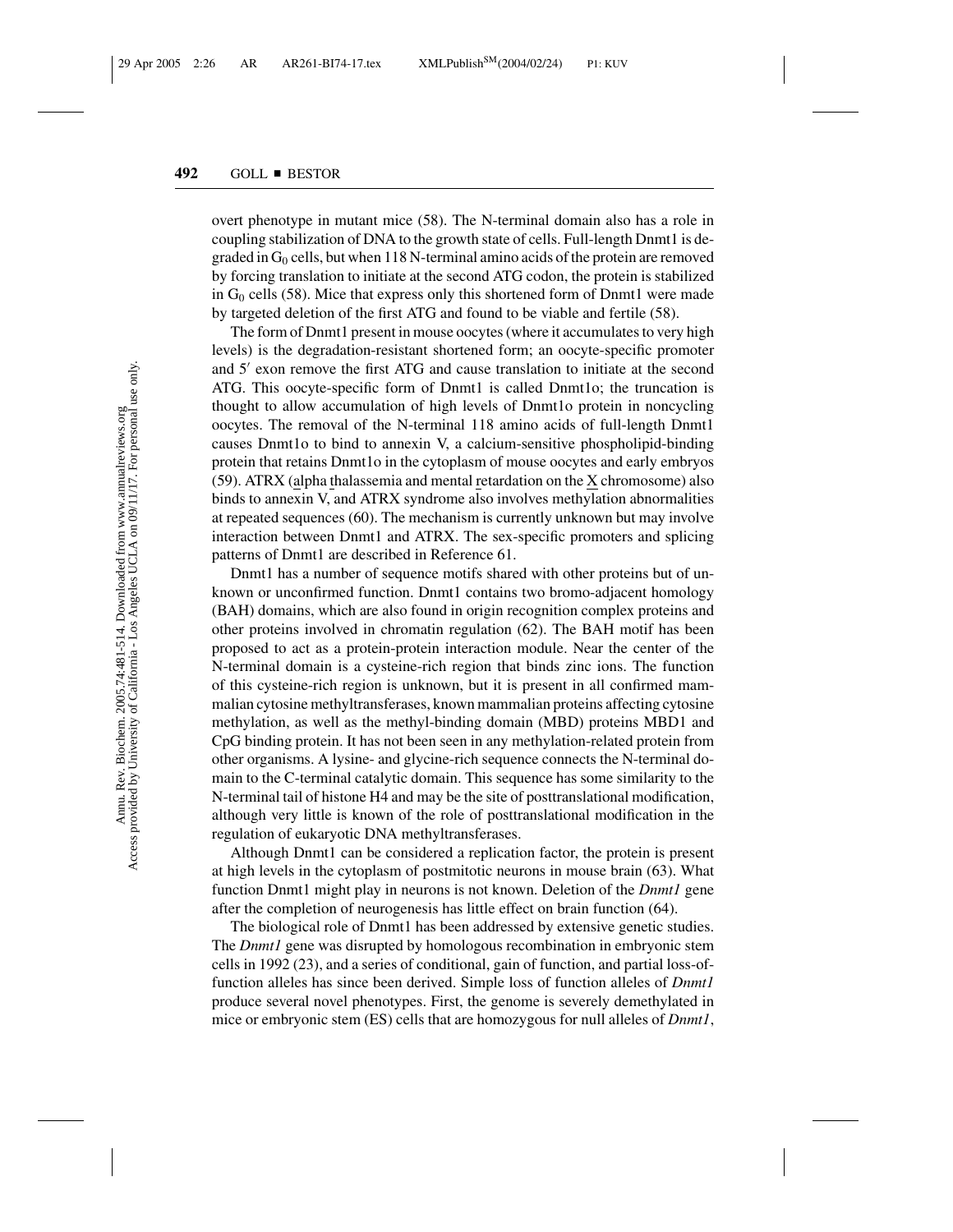overt phenotype in mutant mice (58). The N-terminal domain also has a role in coupling stabilization of DNA to the growth state of cells. Full-length Dnmt1 is degraded in $G_0$ cells, but when 118 N-terminal amino acids of the protein are removed by forcing translation to initiate at the second ATG codon, the protein is stabilized in $G_0$ cells (58). Mice that express only this shortened form of Dnmt1 were made by targeted deletion of the first ATG and found to be viable and fertile (58).

The form of Dnmt1 present in mouse oocytes (where it accumulates to very high levels) is the degradation-resistant shortened form; an oocyte-specific promoter and 5′ exon remove the first ATG and cause translation to initiate at the second ATG. This oocyte-specific form of Dnmt1 is called Dnmt1o; the truncation is thought to allow accumulation of high levels of Dnmt1o protein in noncycling oocytes. The removal of the N-terminal 118 amino acids of full-length Dnmt1 causes Dnmt1o to bind to annexin V, a calcium-sensitive phospholipid-binding protein that retains Dnmt1o in the cytoplasm of mouse oocytes and early embryos (59). ATRX (alpha thalassemia and mental retardation on the X chromosome) also binds to annexin V, and ATRX syndrome also involves methylation abnormalities at repeated sequences (60). The mechanism is currently unknown but may involve interaction between Dnmt1 and ATRX. The sex-specific promoters and splicing patterns of Dnmt1 are described in Reference 61.

Dnmt1 has a number of sequence motifs shared with other proteins but of unknown or unconfirmed function. Dnmt1 contains two bromo-adjacent homology (BAH) domains, which are also found in origin recognition complex proteins and other proteins involved in chromatin regulation (62). The BAH motif has been proposed to act as a protein-protein interaction module. Near the center of the N-terminal domain is a cysteine-rich region that binds zinc ions. The function of this cysteine-rich region is unknown, but it is present in all confirmed mammalian cytosine methyltransferases, known mammalian proteins affecting cytosine methylation, as well as the methyl-binding domain (MBD) proteins MBD1 and CpG binding protein. It has not been seen in any methylation-related protein from other organisms. A lysine- and glycine-rich sequence connects the N-terminal domain to the C-terminal catalytic domain. This sequence has some similarity to the N-terminal tail of histone H4 and may be the site of posttranslational modification, although very little is known of the role of posttranslational modification in the regulation of eukaryotic DNA methyltransferases.

Although Dnmt1 can be considered a replication factor, the protein is present at high levels in the cytoplasm of postmitotic neurons in mouse brain (63). What function Dnmt1 might play in neurons is not known. Deletion of the *Dnmt1* gene after the completion of neurogenesis has little effect on brain function (64).

The biological role of Dnmt1 has been addressed by extensive genetic studies. The *Dnmt1* gene was disrupted by homologous recombination in embryonic stem cells in 1992 (23), and a series of conditional, gain of function, and partial loss-of-function alleles has since been derived. Simple loss of function alleles of *Dnmt1* produce several novel phenotypes. First, the genome is severely demethylated in mice or embryonic stem (ES) cells that are homozygous for null alleles of *Dnmt1*,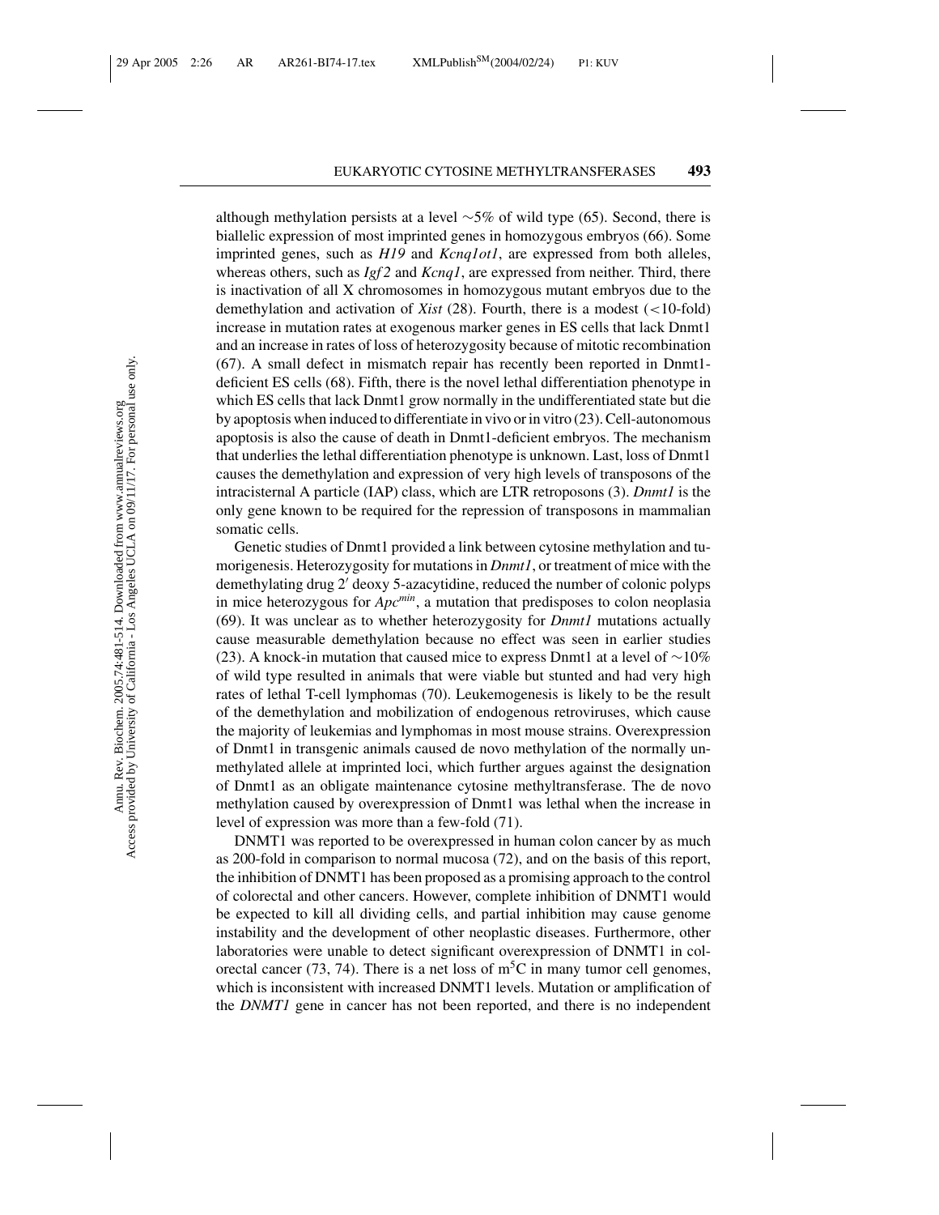although methylation persists at a level ~5% of wild type (65). Second, there is biallelic expression of most imprinted genes in homozygous embryos (66). Some imprinted genes, such as *H19* and *Kcnq1ot1*, are expressed from both alleles, whereas others, such as *Igf2* and *Kcnq1*, are expressed from neither. Third, there is inactivation of all X chromosomes in homozygous mutant embryos due to the demethylation and activation of *Xist* (28). Fourth, there is a modest (<10-fold) increase in mutation rates at exogenous marker genes in ES cells that lack Dnmt1 and an increase in rates of loss of heterozygosity because of mitotic recombination (67). A small defect in mismatch repair has recently been reported in Dnmt1-deficient ES cells (68). Fifth, there is the novel lethal differentiation phenotype in which ES cells that lack Dnmt1 grow normally in the undifferentiated state but die by apoptosis when induced to differentiate in vivo or in vitro (23). Cell-autonomous apoptosis is also the cause of death in Dnmt1-deficient embryos. The mechanism that underlies the lethal differentiation phenotype is unknown. Last, loss of Dnmt1 causes the demethylation and expression of very high levels of transposons of the intracisternal A particle (IAP) class, which are LTR retroposons (3). *Dnmt1* is the only gene known to be required for the repression of transposons in mammalian somatic cells.

Genetic studies of Dnmt1 provided a link between cytosine methylation and tumorigenesis. Heterozygosity for mutations in *Dnmt1*, or treatment of mice with the demethylating drug 2′ deoxy 5-azacytidine, reduced the number of colonic polyps in mice heterozygous for *Apc^min^*, a mutation that predisposes to colon neoplasia (69). It was unclear as to whether heterozygosity for *Dnmt1* mutations actually cause measurable demethylation because no effect was seen in earlier studies (23). A knock-in mutation that caused mice to express Dnmt1 at a level of ~10% of wild type resulted in animals that were viable but stunted and had very high rates of lethal T-cell lymphomas (70). Leukemogenesis is likely to be the result of the demethylation and mobilization of endogenous retroviruses, which cause the majority of leukemias and lymphomas in most mouse strains. Overexpression of Dnmt1 in transgenic animals caused de novo methylation of the normally unmethylated allele at imprinted loci, which further argues against the designation of Dnmt1 as an obligate maintenance cytosine methyltransferase. The de novo methylation caused by overexpression of Dnmt1 was lethal when the increase in level of expression was more than a few-fold (71).

DNMT1 was reported to be overexpressed in human colon cancer by as much as 200-fold in comparison to normal mucosa (72), and on the basis of this report, the inhibition of DNMT1 has been proposed as a promising approach to the control of colorectal and other cancers. However, complete inhibition of DNMT1 would be expected to kill all dividing cells, and partial inhibition may cause genome instability and the development of other neoplastic diseases. Furthermore, other laboratories were unable to detect significant overexpression of DNMT1 in colorectal cancer (73, 74). There is a net loss of $m^5C$ in many tumor cell genomes, which is inconsistent with increased DNMT1 levels. Mutation or amplification of the *DNMT1* gene in cancer has not been reported, and there is no independent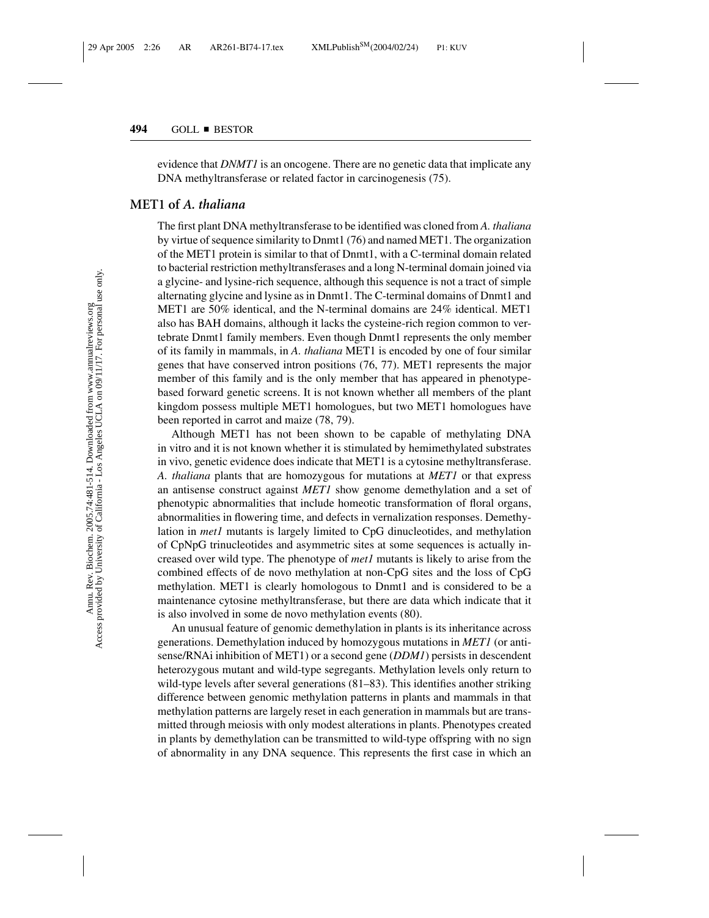evidence that *DNMT1* is an oncogene. There are no genetic data that implicate any DNA methyltransferase or related factor in carcinogenesis (75).

## MET1 of *A. thaliana*

The first plant DNA methyltransferase to be identified was cloned from *A. thaliana* by virtue of sequence similarity to Dnmt1 (76) and named MET1. The organization of the MET1 protein is similar to that of Dnmt1, with a C-terminal domain related to bacterial restriction methyltransferases and a long N-terminal domain joined via a glycine- and lysine-rich sequence, although this sequence is not a tract of simple alternating glycine and lysine as in Dnmt1. The C-terminal domains of Dnmt1 and MET1 are 50% identical, and the N-terminal domains are 24% identical. MET1 also has BAH domains, although it lacks the cysteine-rich region common to vertebrate Dnmt1 family members. Even though Dnmt1 represents the only member of its family in mammals, in *A. thaliana* MET1 is encoded by one of four similar genes that have conserved intron positions (76, 77). MET1 represents the major member of this family and is the only member that has appeared in phenotype-based forward genetic screens. It is not known whether all members of the plant kingdom possess multiple MET1 homologues, but two MET1 homologues have been reported in carrot and maize (78, 79).

Although MET1 has not been shown to be capable of methylating DNA in vitro and it is not known whether it is stimulated by hemimethylated substrates in vivo, genetic evidence does indicate that MET1 is a cytosine methyltransferase. *A. thaliana* plants that are homozygous for mutations at *MET1* or that express an antisense construct against *MET1* show genome demethylation and a set of phenotypic abnormalities that include homeotic transformation of floral organs, abnormalities in flowering time, and defects in vernalization responses. Demethylation in *met1* mutants is largely limited to CpG dinucleotides, and methylation of CpNpG trinucleotides and asymmetric sites at some sequences is actually increased over wild type. The phenotype of *met1* mutants is likely to arise from the combined effects of de novo methylation at non-CpG sites and the loss of CpG methylation. MET1 is clearly homologous to Dnmt1 and is considered to be a maintenance cytosine methyltransferase, but there are data which indicate that it is also involved in some de novo methylation events (80).

An unusual feature of genomic demethylation in plants is its inheritance across generations. Demethylation induced by homozygous mutations in *MET1* (or antisense/RNAi inhibition of MET1) or a second gene (*DDM1*) persists in descendent heterozygous mutant and wild-type segregants. Methylation levels only return to wild-type levels after several generations (81–83). This identifies another striking difference between genomic methylation patterns in plants and mammals in that methylation patterns are largely reset in each generation in mammals but are transmitted through meiosis with only modest alterations in plants. Phenotypes created in plants by demethylation can be transmitted to wild-type offspring with no sign of abnormality in any DNA sequence. This represents the first case in which an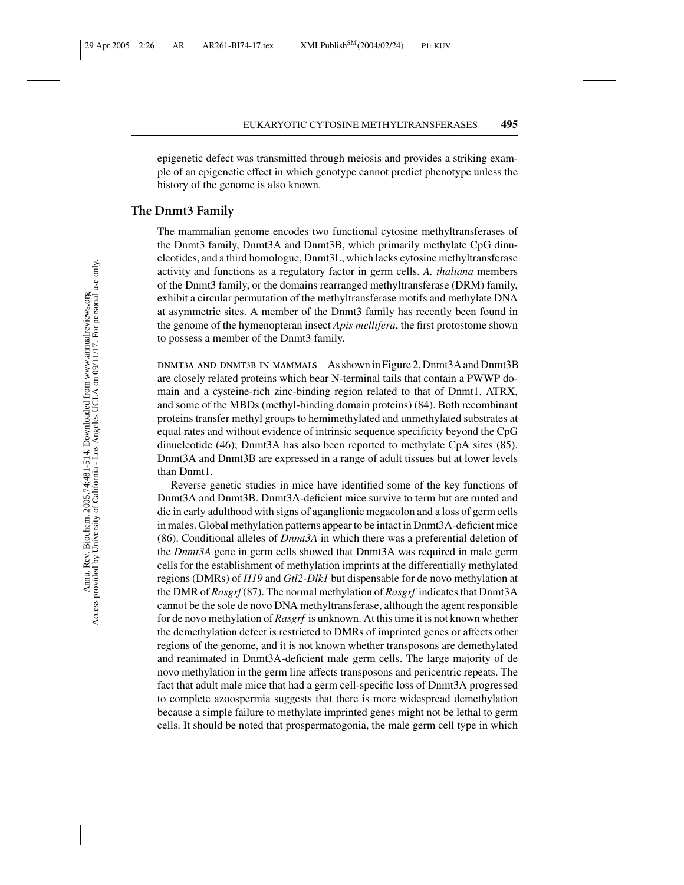epigenetic defect was transmitted through meiosis and provides a striking example of an epigenetic effect in which genotype cannot predict phenotype unless the history of the genome is also known.

## The Dnmt3 Family

The mammalian genome encodes two functional cytosine methyltransferases of the Dnmt3 family, Dnmt3A and Dnmt3B, which primarily methylate CpG dinucleotides, and a third homologue, Dnmt3L, which lacks cytosine methyltransferase activity and functions as a regulatory factor in germ cells. *A. thaliana* members of the Dnmt3 family, or the domains rearranged methyltransferase (DRM) family, exhibit a circular permutation of the methyltransferase motifs and methylate DNA at asymmetric sites. A member of the Dnmt3 family has recently been found in the genome of the hymenopteran insect *Apis mellifera*, the first protostome shown to possess a member of the Dnmt3 family.

DNMT3A AND DNMT3B IN MAMMALS As shown in Figure 2, Dnmt3A and Dnmt3B are closely related proteins which bear N-terminal tails that contain a PWWP domain and a cysteine-rich zinc-binding region related to that of Dnmt1, ATRX, and some of the MBDs (methyl-binding domain proteins) (84). Both recombinant proteins transfer methyl groups to hemimethylated and unmethylated substrates at equal rates and without evidence of intrinsic sequence specificity beyond the CpG dinucleotide (46); Dnmt3A has also been reported to methylate CpA sites (85). Dnmt3A and Dnmt3B are expressed in a range of adult tissues but at lower levels than Dnmt1.

Reverse genetic studies in mice have identified some of the key functions of Dnmt3A and Dnmt3B. Dnmt3A-deficient mice survive to term but are runted and die in early adulthood with signs of aganglionic megacolon and a loss of germ cells in males. Global methylation patterns appear to be intact in Dnmt3A-deficient mice (86). Conditional alleles of *Dnmt3A* in which there was a preferential deletion of the *Dnmt3A* gene in germ cells showed that Dnmt3A was required in male germ cells for the establishment of methylation imprints at the differentially methylated regions (DMRs) of *H19* and *Gtl2-Dlk1* but dispensable for de novo methylation at the DMR of *Rasgrf* (87). The normal methylation of *Rasgrf* indicates that Dnmt3A cannot be the sole de novo DNA methyltransferase, although the agent responsible for de novo methylation of *Rasgrf* is unknown. At this time it is not known whether the demethylation defect is restricted to DMRs of imprinted genes or affects other regions of the genome, and it is not known whether transposons are demethylated and reanimated in Dnmt3A-deficient male germ cells. The large majority of de novo methylation in the germ line affects transposons and pericentric repeats. The fact that adult male mice that had a germ cell-specific loss of Dnmt3A progressed to complete azoospermia suggests that there is more widespread demethylation because a simple failure to methylate imprinted genes might not be lethal to germ cells. It should be noted that prospermatogonia, the male germ cell type in which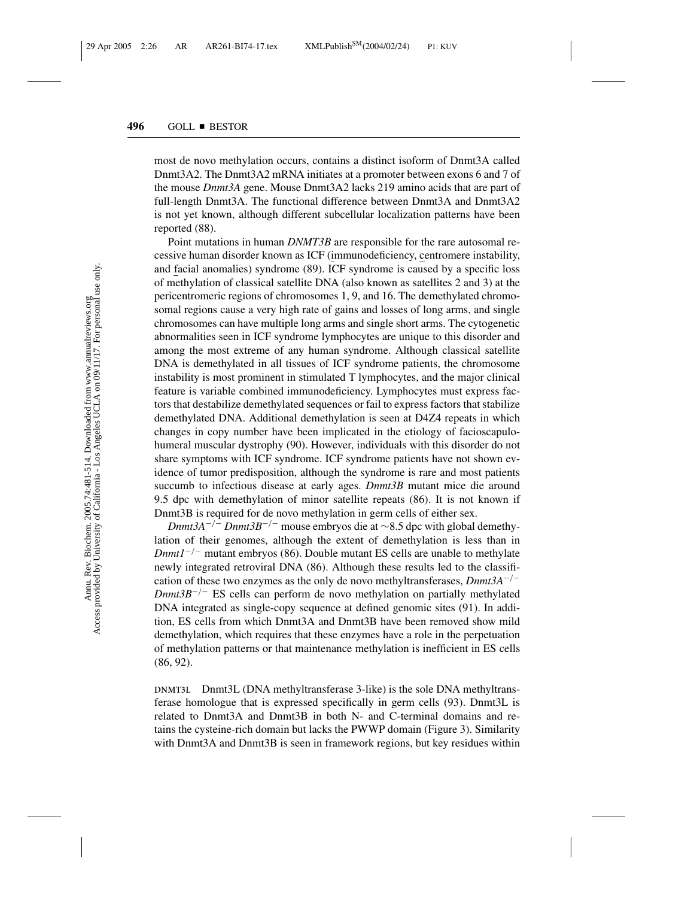most de novo methylation occurs, contains a distinct isoform of Dnmt3A called Dnmt3A2. The Dnmt3A2 mRNA initiates at a promoter between exons 6 and 7 of the mouse *Dnmt3A* gene. Mouse Dnmt3A2 lacks 219 amino acids that are part of full-length Dnmt3A. The functional difference between Dnmt3A and Dnmt3A2 is not yet known, although different subcellular localization patterns have been reported (88).

Point mutations in human *DNMT3B* are responsible for the rare autosomal recessive human disorder known as ICF (immunodeficiency, centromere instability, and facial anomalies) syndrome (89). ICF syndrome is caused by a specific loss of methylation of classical satellite DNA (also known as satellites 2 and 3) at the pericentromeric regions of chromosomes 1, 9, and 16. The demethylated chromosomal regions cause a very high rate of gains and losses of long arms, and single chromosomes can have multiple long arms and single short arms. The cytogenetic abnormalities seen in ICF syndrome lymphocytes are unique to this disorder and among the most extreme of any human syndrome. Although classical satellite DNA is demethylated in all tissues of ICF syndrome patients, the chromosome instability is most prominent in stimulated T lymphocytes, and the major clinical feature is variable combined immunodeficiency. Lymphocytes must express factors that destabilize demethylated sequences or fail to express factors that stabilize demethylated DNA. Additional demethylation is seen at D4Z4 repeats in which changes in copy number have been implicated in the etiology of facioscapulohumeral muscular dystrophy (90). However, individuals with this disorder do not share symptoms with ICF syndrome. ICF syndrome patients have not shown evidence of tumor predisposition, although the syndrome is rare and most patients succumb to infectious disease at early ages. *Dnmt3B* mutant mice die around 9.5 dpc with demethylation of minor satellite repeats (86). It is not known if Dnmt3B is required for de novo methylation in germ cells of either sex.

*Dnmt3A*$^{-/-}$ *Dnmt3B*$^{-/-}$ mouse embryos die at ~8.5 dpc with global demethylation of their genomes, although the extent of demethylation is less than in *Dnmt1*$^{-/-}$ mutant embryos (86). Double mutant ES cells are unable to methylate newly integrated retroviral DNA (86). Although these results led to the classification of these two enzymes as the only de novo methyltransferases, *Dnmt3A*$^{-/-}$ *Dnmt3B*$^{-/-}$ ES cells can perform de novo methylation on partially methylated DNA integrated as single-copy sequence at defined genomic sites (91). In addition, ES cells from which Dnmt3A and Dnmt3B have been removed show mild demethylation, which requires that these enzymes have a role in the perpetuation of methylation patterns or that maintenance methylation is inefficient in ES cells (86, 92).

DNMT3L Dnmt3L (DNA methyltransferase 3-like) is the sole DNA methyltransferase homologue that is expressed specifically in germ cells (93). Dnmt3L is related to Dnmt3A and Dnmt3B in both N- and C-terminal domains and retains the cysteine-rich domain but lacks the PWWP domain (Figure 3). Similarity with Dnmt3A and Dnmt3B is seen in framework regions, but key residues within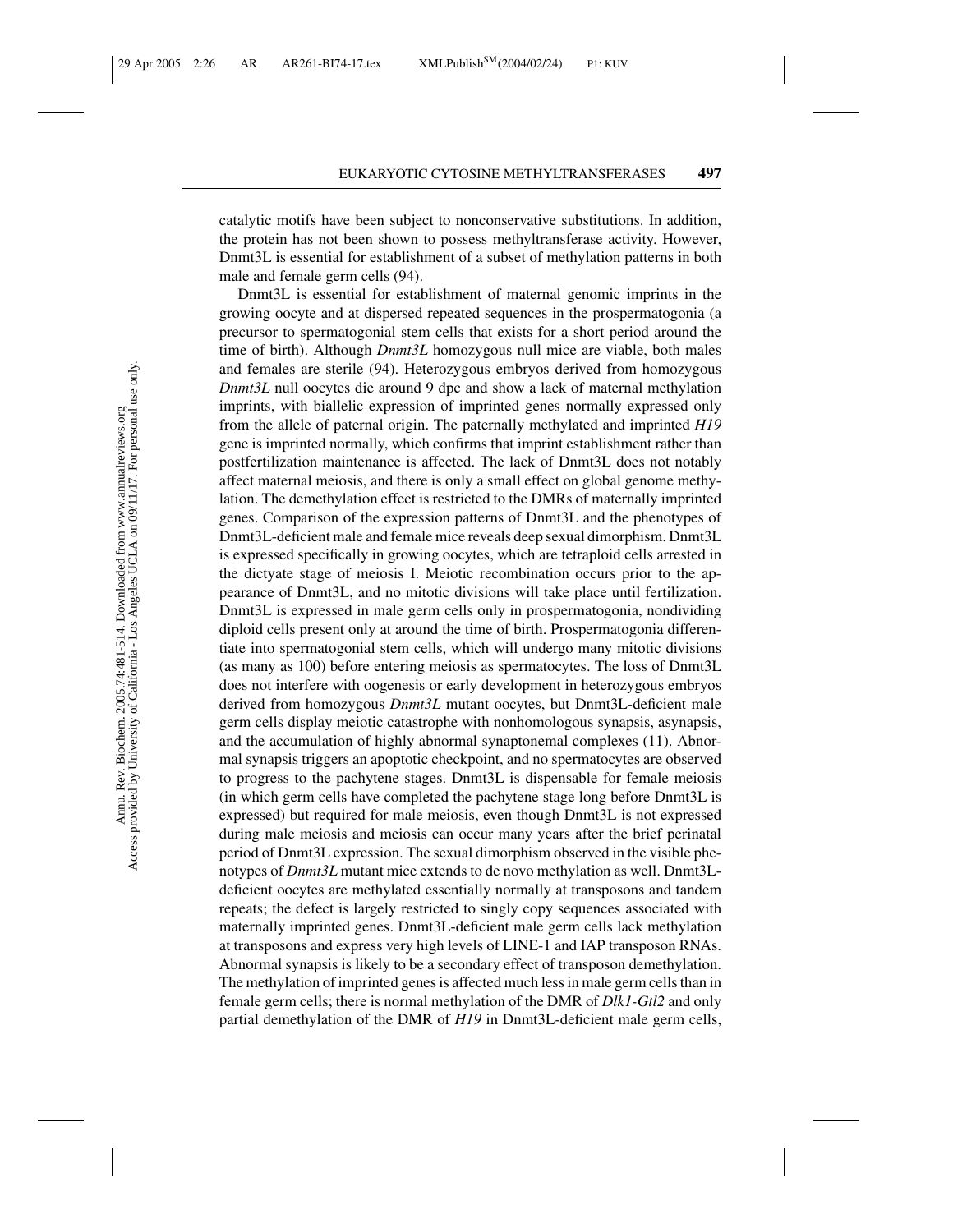catalytic motifs have been subject to nonconservative substitutions. In addition, the protein has not been shown to possess methyltransferase activity. However, Dnmt3L is essential for establishment of a subset of methylation patterns in both male and female germ cells (94).

Dnmt3L is essential for establishment of maternal genomic imprints in the growing oocyte and at dispersed repeated sequences in the prospermatogonia (a precursor to spermatogonial stem cells that exists for a short period around the time of birth). Although *Dnmt3L* homozygous null mice are viable, both males and females are sterile (94). Heterozygous embryos derived from homozygous *Dnmt3L* null oocytes die around 9 dpc and show a lack of maternal methylation imprints, with biallelic expression of imprinted genes normally expressed only from the allele of paternal origin. The paternally methylated and imprinted *H19* gene is imprinted normally, which confirms that imprint establishment rather than postfertilization maintenance is affected. The lack of Dnmt3L does not notably affect maternal meiosis, and there is only a small effect on global genome methylation. The demethylation effect is restricted to the DMRs of maternally imprinted genes. Comparison of the expression patterns of Dnmt3L and the phenotypes of Dnmt3L-deficient male and female mice reveals deep sexual dimorphism. Dnmt3L is expressed specifically in growing oocytes, which are tetraploid cells arrested in the dictyate stage of meiosis I. Meiotic recombination occurs prior to the appearance of Dnmt3L, and no mitotic divisions will take place until fertilization. Dnmt3L is expressed in male germ cells only in prospermatogonia, nondividing diploid cells present only at around the time of birth. Prospermatogonia differentiate into spermatogonial stem cells, which will undergo many mitotic divisions (as many as 100) before entering meiosis as spermatocytes. The loss of Dnmt3L does not interfere with oogenesis or early development in heterozygous embryos derived from homozygous *Dnmt3L* mutant oocytes, but Dnmt3L-deficient male germ cells display meiotic catastrophe with nonhomologous synapsis, asynapsis, and the accumulation of highly abnormal synaptonemal complexes (11). Abnormal synapsis triggers an apoptotic checkpoint, and no spermatocytes are observed to progress to the pachytene stages. Dnmt3L is dispensable for female meiosis (in which germ cells have completed the pachytene stage long before Dnmt3L is expressed) but required for male meiosis, even though Dnmt3L is not expressed during male meiosis and meiosis can occur many years after the brief perinatal period of Dnmt3L expression. The sexual dimorphism observed in the visible phenotypes of *Dnmt3L* mutant mice extends to de novo methylation as well. Dnmt3L-deficient oocytes are methylated essentially normally at transposons and tandem repeats; the defect is largely restricted to singly copy sequences associated with maternally imprinted genes. Dnmt3L-deficient male germ cells lack methylation at transposons and express very high levels of LINE-1 and IAP transposon RNAs. Abnormal synapsis is likely to be a secondary effect of transposon demethylation. The methylation of imprinted genes is affected much less in male germ cells than in female germ cells; there is normal methylation of the DMR of *Dlk1-Gtl2* and only partial demethylation of the DMR of *H19* in Dnmt3L-deficient male germ cells,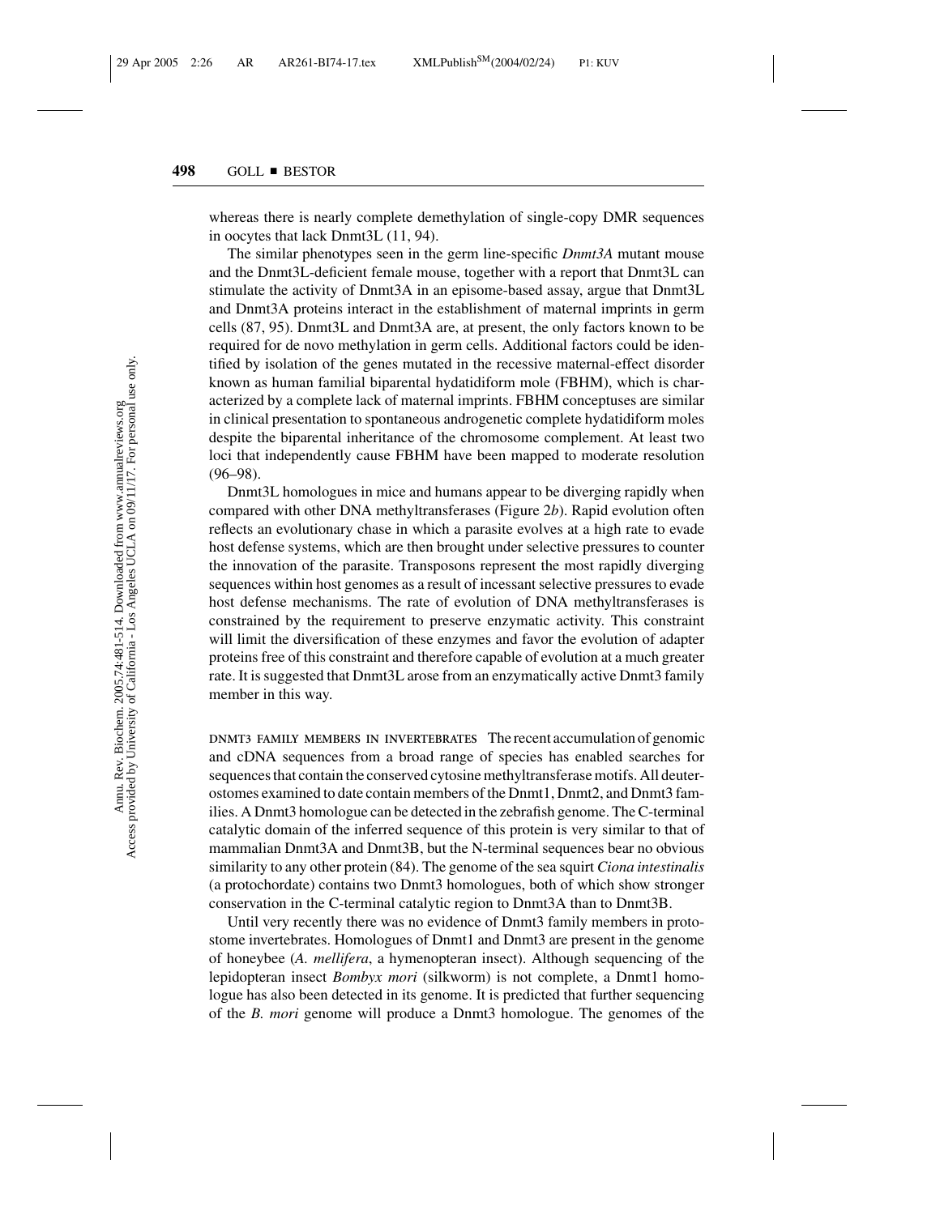whereas there is nearly complete demethylation of single-copy DMR sequences in oocytes that lack Dnmt3L (11, 94).

The similar phenotypes seen in the germ line-specific *Dnmt3A* mutant mouse and the Dnmt3L-deficient female mouse, together with a report that Dnmt3L can stimulate the activity of Dnmt3A in an episome-based assay, argue that Dnmt3L and Dnmt3A proteins interact in the establishment of maternal imprints in germ cells (87, 95). Dnmt3L and Dnmt3A are, at present, the only factors known to be required for de novo methylation in germ cells. Additional factors could be identified by isolation of the genes mutated in the recessive maternal-effect disorder known as human familial biparental hydatidiform mole (FBHM), which is characterized by a complete lack of maternal imprints. FBHM conceptuses are similar in clinical presentation to spontaneous androgenetic complete hydatidiform moles despite the biparental inheritance of the chromosome complement. At least two loci that independently cause FBHM have been mapped to moderate resolution (96–98).

Dnmt3L homologues in mice and humans appear to be diverging rapidly when compared with other DNA methyltransferases (Figure 2*b*). Rapid evolution often reflects an evolutionary chase in which a parasite evolves at a high rate to evade host defense systems, which are then brought under selective pressures to counter the innovation of the parasite. Transposons represent the most rapidly diverging sequences within host genomes as a result of incessant selective pressures to evade host defense mechanisms. The rate of evolution of DNA methyltransferases is constrained by the requirement to preserve enzymatic activity. This constraint will limit the diversification of these enzymes and favor the evolution of adapter proteins free of this constraint and therefore capable of evolution at a much greater rate. It is suggested that Dnmt3L arose from an enzymatically active Dnmt3 family member in this way.

DNMT3 FAMILY MEMBERS IN INVERTEBRATES The recent accumulation of genomic and cDNA sequences from a broad range of species has enabled searches for sequences that contain the conserved cytosine methyltransferase motifs. All deuterostomes examined to date contain members of the Dnmt1, Dnmt2, and Dnmt3 families. A Dnmt3 homologue can be detected in the zebrafish genome. The C-terminal catalytic domain of the inferred sequence of this protein is very similar to that of mammalian Dnmt3A and Dnmt3B, but the N-terminal sequences bear no obvious similarity to any other protein (84). The genome of the sea squirt *Ciona intestinalis* (a protochordate) contains two Dnmt3 homologues, both of which show stronger conservation in the C-terminal catalytic region to Dnmt3A than to Dnmt3B.

Until very recently there was no evidence of Dnmt3 family members in protostome invertebrates. Homologues of Dnmt1 and Dnmt3 are present in the genome of honeybee (*A. mellifera*, a hymenopteran insect). Although sequencing of the lepidopteran insect *Bombyx mori* (silkworm) is not complete, a Dnmt1 homologue has also been detected in its genome. It is predicted that further sequencing of the *B. mori* genome will produce a Dnmt3 homologue. The genomes of the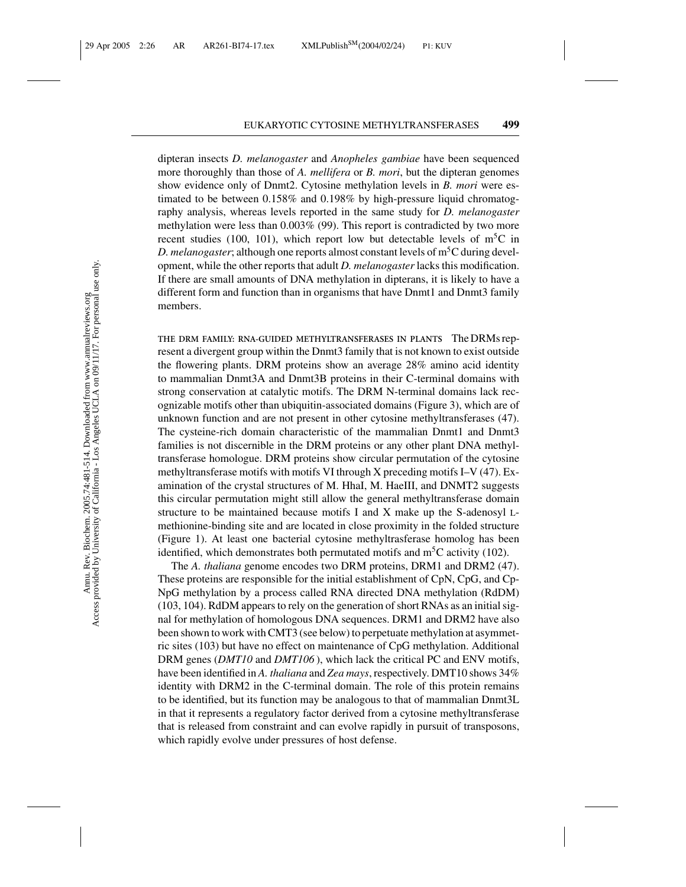dipteran insects *D. melanogaster* and *Anopheles gambiae* have been sequenced more thoroughly than those of *A. mellifera* or *B. mori*, but the dipteran genomes show evidence only of Dnmt2. Cytosine methylation levels in *B. mori* were estimated to be between 0.158% and 0.198% by high-pressure liquid chromatography analysis, whereas levels reported in the same study for *D. melanogaster* methylation were less than 0.003% (99). This report is contradicted by two more recent studies (100, 101), which report low but detectable levels of $m^5C$ in *D. melanogaster*; although one reports almost constant levels of $m^5C$ during development, while the other reports that adult *D. melanogaster* lacks this modification. If there are small amounts of DNA methylation in dipterans, it is likely to have a different form and function than in organisms that have Dnmt1 and Dnmt3 family members.

THE DRM FAMILY: RNA-GUIDED METHYLTRANSFERASES IN PLANTS The DRMs represent a divergent group within the Dnmt3 family that is not known to exist outside the flowering plants. DRM proteins show an average 28% amino acid identity to mammalian Dnmt3A and Dnmt3B proteins in their C-terminal domains with strong conservation at catalytic motifs. The DRM N-terminal domains lack recognizable motifs other than ubiquitin-associated domains (Figure 3), which are of unknown function and are not present in other cytosine methyltransferases (47). The cysteine-rich domain characteristic of the mammalian Dnmt1 and Dnmt3 families is not discernible in the DRM proteins or any other plant DNA methyltransferase homologue. DRM proteins show circular permutation of the cytosine methyltransferase motifs with motifs VI through X preceding motifs I–V (47). Examination of the crystal structures of M. HhaI, M. HaeIII, and DNMT2 suggests this circular permutation might still allow the general methyltransferase domain structure to be maintained because motifs I and X make up the S-adenosyl L-methionine-binding site and are located in close proximity in the folded structure (Figure 1). At least one bacterial cytosine methyltrasferase homolog has been identified, which demonstrates both permutated motifs and $m^5C$ activity (102).

The *A. thaliana* genome encodes two DRM proteins, DRM1 and DRM2 (47). These proteins are responsible for the initial establishment of CpN, CpG, and CpNpG methylation by a process called RNA directed DNA methylation (RdDM) (103, 104). RdDM appears to rely on the generation of short RNAs as an initial signal for methylation of homologous DNA sequences. DRM1 and DRM2 have also been shown to work with CMT3 (see below) to perpetuate methylation at asymmetric sites (103) but have no effect on maintenance of CpG methylation. Additional DRM genes (*DMT10* and *DMT106*), which lack the critical PC and ENV motifs, have been identified in *A. thaliana* and *Zea mays*, respectively. DMT10 shows 34% identity with DRM2 in the C-terminal domain. The role of this protein remains to be identified, but its function may be analogous to that of mammalian Dnmt3L in that it represents a regulatory factor derived from a cytosine methyltransferase that is released from constraint and can evolve rapidly in pursuit of transposons, which rapidly evolve under pressures of host defense.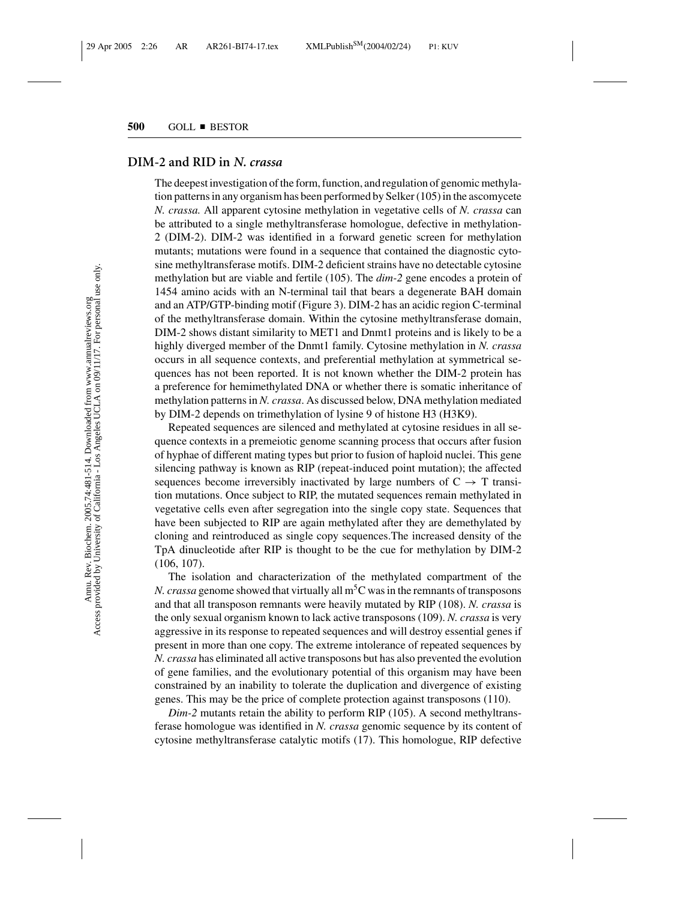## DIM-2 and RID in *N. crassa*

The deepest investigation of the form, function, and regulation of genomic methylation patterns in any organism has been performed by Selker (105) in the ascomycete *N. crassa.* All apparent cytosine methylation in vegetative cells of *N. crassa* can be attributed to a single methyltransferase homologue, defective in methylation-2 (DIM-2). DIM-2 was identified in a forward genetic screen for methylation mutants; mutations were found in a sequence that contained the diagnostic cytosine methyltransferase motifs. DIM-2 deficient strains have no detectable cytosine methylation but are viable and fertile (105). The *dim-2* gene encodes a protein of 1454 amino acids with an N-terminal tail that bears a degenerate BAH domain and an ATP/GTP-binding motif (Figure 3). DIM-2 has an acidic region C-terminal of the methyltransferase domain. Within the cytosine methyltransferase domain, DIM-2 shows distant similarity to MET1 and Dnmt1 proteins and is likely to be a highly diverged member of the Dnmt1 family. Cytosine methylation in *N. crassa* occurs in all sequence contexts, and preferential methylation at symmetrical sequences has not been reported. It is not known whether the DIM-2 protein has a preference for hemimethylated DNA or whether there is somatic inheritance of methylation patterns in *N. crassa*. As discussed below, DNA methylation mediated by DIM-2 depends on trimethylation of lysine 9 of histone H3 (H3K9).

Repeated sequences are silenced and methylated at cytosine residues in all sequence contexts in a premeiotic genome scanning process that occurs after fusion of hyphae of different mating types but prior to fusion of haploid nuclei. This gene silencing pathway is known as RIP (repeat-induced point mutation); the affected sequences become irreversibly inactivated by large numbers of C $\rightarrow$ T transition mutations. Once subject to RIP, the mutated sequences remain methylated in vegetative cells even after segregation into the single copy state. Sequences that have been subjected to RIP are again methylated after they are demethylated by cloning and reintroduced as single copy sequences.The increased density of the TpA dinucleotide after RIP is thought to be the cue for methylation by DIM-2 (106, 107).

The isolation and characterization of the methylated compartment of the *N. crassa* genome showed that virtually all m$^5$C was in the remnants of transposons and that all transposon remnants were heavily mutated by RIP (108). *N. crassa* is the only sexual organism known to lack active transposons (109). *N. crassa* is very aggressive in its response to repeated sequences and will destroy essential genes if present in more than one copy. The extreme intolerance of repeated sequences by *N. crassa* has eliminated all active transposons but has also prevented the evolution of gene families, and the evolutionary potential of this organism may have been constrained by an inability to tolerate the duplication and divergence of existing genes. This may be the price of complete protection against transposons (110).

*Dim-2* mutants retain the ability to perform RIP (105). A second methyltransferase homologue was identified in *N. crassa* genomic sequence by its content of cytosine methyltransferase catalytic motifs (17). This homologue, RIP defective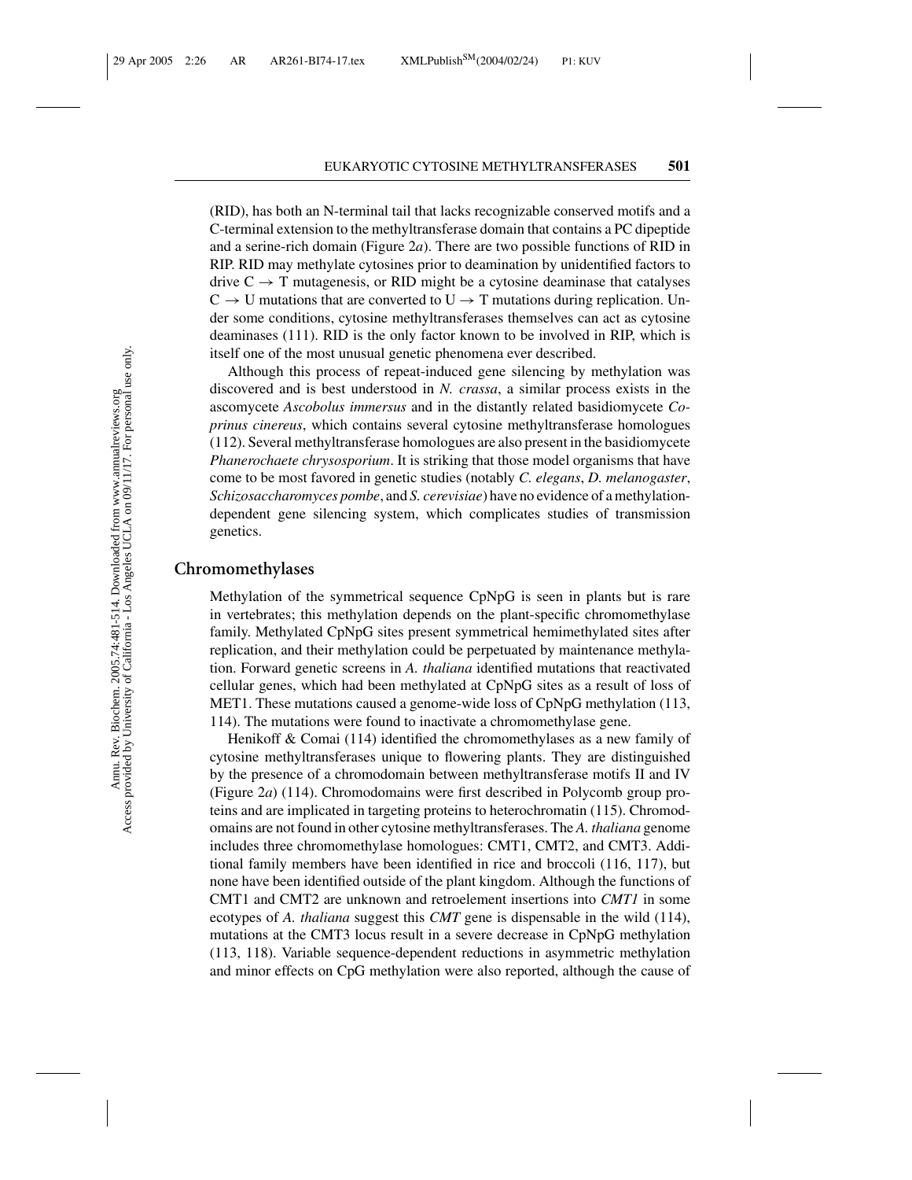(RID), has both an N-terminal tail that lacks recognizable conserved motifs and a C-terminal extension to the methyltransferase domain that contains a PC dipeptide and a serine-rich domain (Figure 2*a*). There are two possible functions of RID in RIP. RID may methylate cytosines prior to deamination by unidentified factors to drive C $\rightarrow$ T mutagenesis, or RID might be a cytosine deaminase that catalyses C $\rightarrow$ U mutations that are converted to U $\rightarrow$ T mutations during replication. Under some conditions, cytosine methyltransferases themselves can act as cytosine deaminases (111). RID is the only factor known to be involved in RIP, which is itself one of the most unusual genetic phenomena ever described.

Although this process of repeat-induced gene silencing by methylation was discovered and is best understood in *N. crassa*, a similar process exists in the ascomycete *Ascobolus immersus* and in the distantly related basidiomycete *Coprinus cinereus*, which contains several cytosine methyltransferase homologues (112). Several methyltransferase homologues are also present in the basidiomycete *Phanerochaete chrysosporium*. It is striking that those model organisms that have come to be most favored in genetic studies (notably *C. elegans*, *D. melanogaster*, *Schizosaccharomyces pombe*, and *S. cerevisiae*) have no evidence of a methylation-dependent gene silencing system, which complicates studies of transmission genetics.

## Chromomethylases

Methylation of the symmetrical sequence CpNpG is seen in plants but is rare in vertebrates; this methylation depends on the plant-specific chromomethylase family. Methylated CpNpG sites present symmetrical hemimethylated sites after replication, and their methylation could be perpetuated by maintenance methylation. Forward genetic screens in *A. thaliana* identified mutations that reactivated cellular genes, which had been methylated at CpNpG sites as a result of loss of MET1. These mutations caused a genome-wide loss of CpNpG methylation (113, 114). The mutations were found to inactivate a chromomethylase gene.

Henikoff & Comai (114) identified the chromomethylases as a new family of cytosine methyltransferases unique to flowering plants. They are distinguished by the presence of a chromodomain between methyltransferase motifs II and IV (Figure 2*a*) (114). Chromodomains were first described in Polycomb group proteins and are implicated in targeting proteins to heterochromatin (115). Chromodomains are not found in other cytosine methyltransferases. The *A. thaliana* genome includes three chromomethylase homologues: CMT1, CMT2, and CMT3. Additional family members have been identified in rice and broccoli (116, 117), but none have been identified outside of the plant kingdom. Although the functions of CMT1 and CMT2 are unknown and retroelement insertions into *CMT1* in some ecotypes of *A. thaliana* suggest this *CMT* gene is dispensable in the wild (114), mutations at the CMT3 locus result in a severe decrease in CpNpG methylation (113, 118). Variable sequence-dependent reductions in asymmetric methylation and minor effects on CpG methylation were also reported, although the cause of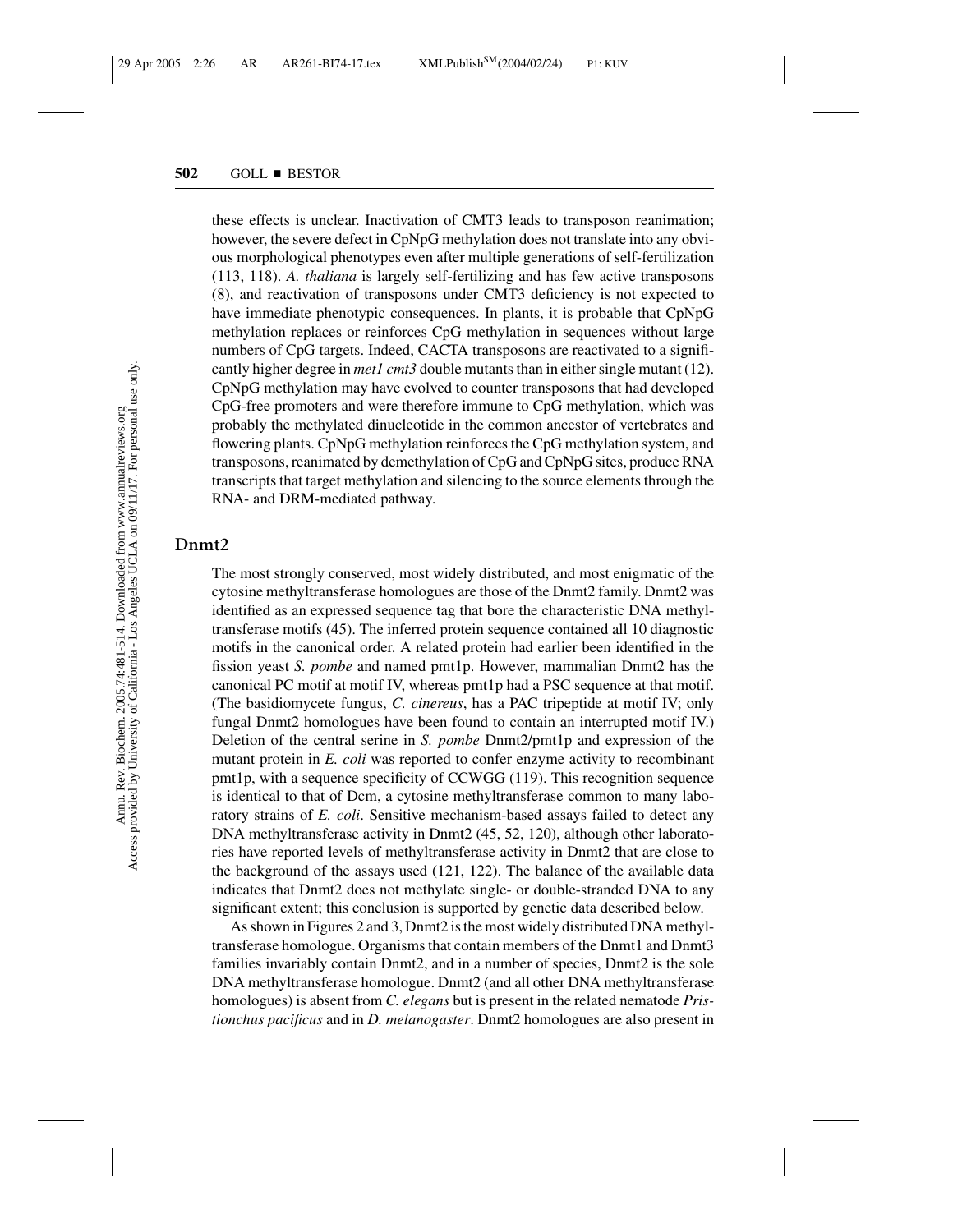these effects is unclear. Inactivation of CMT3 leads to transposon reanimation; however, the severe defect in CpNpG methylation does not translate into any obvious morphological phenotypes even after multiple generations of self-fertilization (113, 118). *A. thaliana* is largely self-fertilizing and has few active transposons (8), and reactivation of transposons under CMT3 deficiency is not expected to have immediate phenotypic consequences. In plants, it is probable that CpNpG methylation replaces or reinforces CpG methylation in sequences without large numbers of CpG targets. Indeed, CACTA transposons are reactivated to a significantly higher degree in *met1 cmt3* double mutants than in either single mutant (12). CpNpG methylation may have evolved to counter transposons that had developed CpG-free promoters and were therefore immune to CpG methylation, which was probably the methylated dinucleotide in the common ancestor of vertebrates and flowering plants. CpNpG methylation reinforces the CpG methylation system, and transposons, reanimated by demethylation of CpG and CpNpG sites, produce RNA transcripts that target methylation and silencing to the source elements through the RNA- and DRM-mediated pathway.

## Dnmt2

The most strongly conserved, most widely distributed, and most enigmatic of the cytosine methyltransferase homologues are those of the Dnmt2 family. Dnmt2 was identified as an expressed sequence tag that bore the characteristic DNA methyltransferase motifs (45). The inferred protein sequence contained all 10 diagnostic motifs in the canonical order. A related protein had earlier been identified in the fission yeast *S. pombe* and named pmt1p. However, mammalian Dnmt2 has the canonical PC motif at motif IV, whereas pmt1p had a PSC sequence at that motif. (The basidiomycete fungus, *C. cinereus*, has a PAC tripeptide at motif IV; only fungal Dnmt2 homologues have been found to contain an interrupted motif IV.) Deletion of the central serine in *S. pombe* Dnmt2/pmt1p and expression of the mutant protein in *E. coli* was reported to confer enzyme activity to recombinant pmt1p, with a sequence specificity of CCWGG (119). This recognition sequence is identical to that of Dcm, a cytosine methyltransferase common to many laboratory strains of *E. coli*. Sensitive mechanism-based assays failed to detect any DNA methyltransferase activity in Dnmt2 (45, 52, 120), although other laboratories have reported levels of methyltransferase activity in Dnmt2 that are close to the background of the assays used (121, 122). The balance of the available data indicates that Dnmt2 does not methylate single- or double-stranded DNA to any significant extent; this conclusion is supported by genetic data described below.

As shown in Figures 2 and 3, Dnmt2 is the most widely distributed DNA methyltransferase homologue. Organisms that contain members of the Dnmt1 and Dnmt3 families invariably contain Dnmt2, and in a number of species, Dnmt2 is the sole DNA methyltransferase homologue. Dnmt2 (and all other DNA methyltransferase homologues) is absent from *C. elegans* but is present in the related nematode *Pristionchus pacificus* and in *D. melanogaster*. Dnmt2 homologues are also present in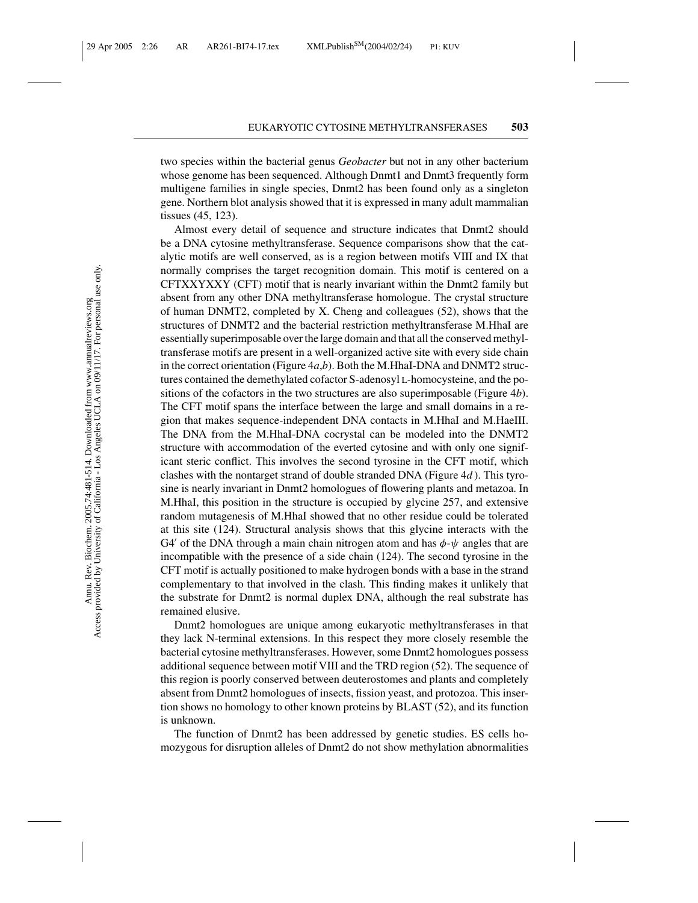two species within the bacterial genus *Geobacter* but not in any other bacterium whose genome has been sequenced. Although Dnmt1 and Dnmt3 frequently form multigene families in single species, Dnmt2 has been found only as a singleton gene. Northern blot analysis showed that it is expressed in many adult mammalian tissues (45, 123).

Almost every detail of sequence and structure indicates that Dnmt2 should be a DNA cytosine methyltransferase. Sequence comparisons show that the catalytic motifs are well conserved, as is a region between motifs VIII and IX that normally comprises the target recognition domain. This motif is centered on a CFTXXYXXY (CFT) motif that is nearly invariant within the Dnmt2 family but absent from any other DNA methyltransferase homologue. The crystal structure of human DNMT2, completed by X. Cheng and colleagues (52), shows that the structures of DNMT2 and the bacterial restriction methyltransferase M.HhaI are essentially superimposable over the large domain and that all the conserved methyltransferase motifs are present in a well-organized active site with every side chain in the correct orientation (Figure 4*a*,*b*). Both the M.HhaI-DNA and DNMT2 structures contained the demethylated cofactor S-adenosyl L-homocysteine, and the positions of the cofactors in the two structures are also superimposable (Figure 4*b*). The CFT motif spans the interface between the large and small domains in a region that makes sequence-independent DNA contacts in M.HhaI and M.HaeIII. The DNA from the M.HhaI-DNA cocrystal can be modeled into the DNMT2 structure with accommodation of the everted cytosine and with only one significant steric conflict. This involves the second tyrosine in the CFT motif, which clashes with the nontarget strand of double stranded DNA (Figure 4*d*). This tyrosine is nearly invariant in Dnmt2 homologues of flowering plants and metazoa. In M.HhaI, this position in the structure is occupied by glycine 257, and extensive random mutagenesis of M.HhaI showed that no other residue could be tolerated at this site (124). Structural analysis shows that this glycine interacts with the G4′ of the DNA through a main chain nitrogen atom and has $\phi$-$\psi$ angles that are incompatible with the presence of a side chain (124). The second tyrosine in the CFT motif is actually positioned to make hydrogen bonds with a base in the strand complementary to that involved in the clash. This finding makes it unlikely that the substrate for Dnmt2 is normal duplex DNA, although the real substrate has remained elusive.

Dnmt2 homologues are unique among eukaryotic methyltransferases in that they lack N-terminal extensions. In this respect they more closely resemble the bacterial cytosine methyltransferases. However, some Dnmt2 homologues possess additional sequence between motif VIII and the TRD region (52). The sequence of this region is poorly conserved between deuterostomes and plants and completely absent from Dnmt2 homologues of insects, fission yeast, and protozoa. This insertion shows no homology to other known proteins by BLAST (52), and its function is unknown.

The function of Dnmt2 has been addressed by genetic studies. ES cells homozygous for disruption alleles of Dnmt2 do not show methylation abnormalities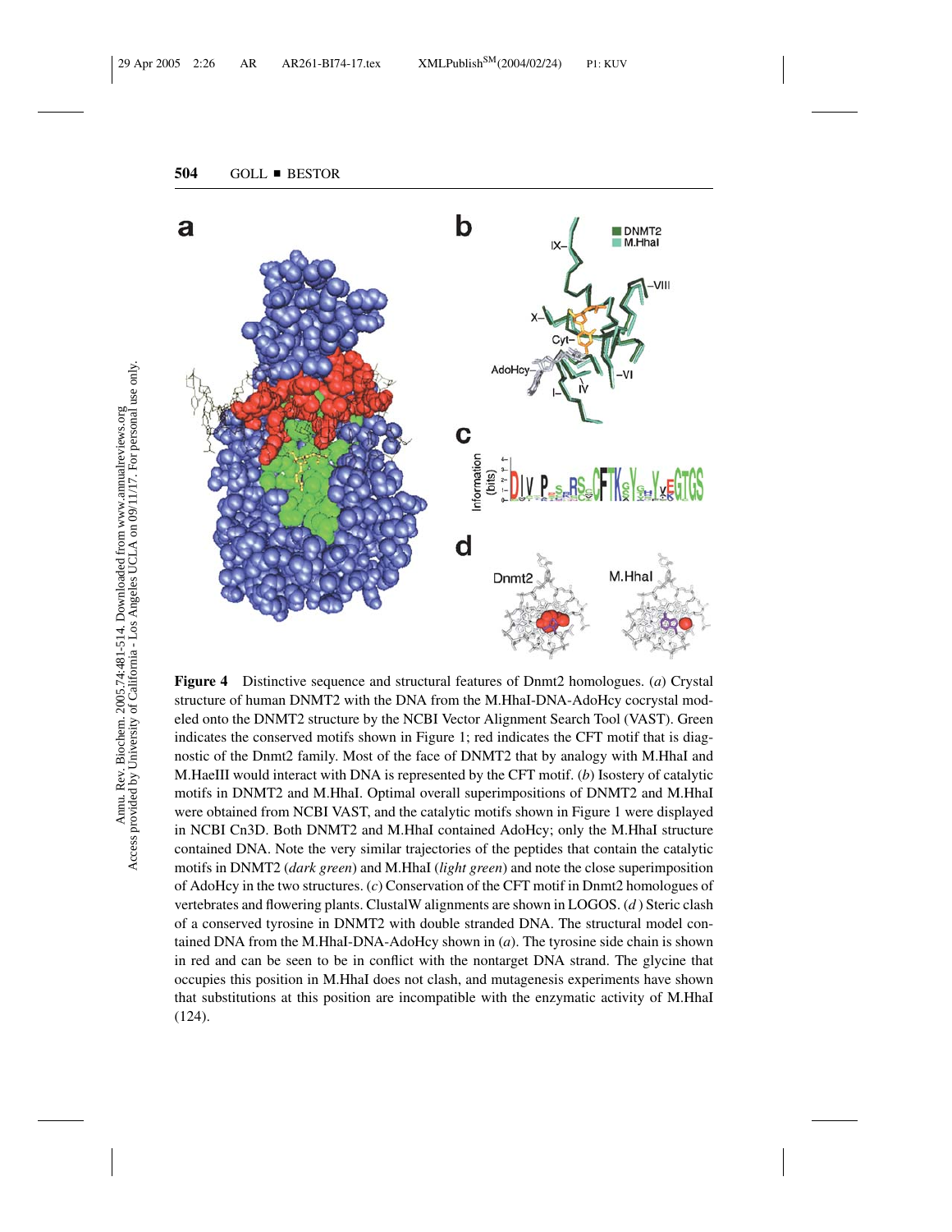**Figure 4** Distinctive sequence and structural features of Dnmt2 homologues. (*a*) Crystal structure of human DNMT2 with the DNA from the M.HhaI-DNA-AdoHcy cocrystal modeled onto the DNMT2 structure by the NCBI Vector Alignment Search Tool (VAST). Green indicates the conserved motifs shown in Figure 1; red indicates the CFT motif that is diagnostic of the Dnmt2 family. Most of the face of DNMT2 that by analogy with M.HhaI and M.HaeIII would interact with DNA is represented by the CFT motif. (*b*) Isostery of catalytic motifs in DNMT2 and M.HhaI. Optimal overall superimpositions of DNMT2 and M.HhaI were obtained from NCBI VAST, and the catalytic motifs shown in Figure 1 were displayed in NCBI Cn3D. Both DNMT2 and M.HhaI contained AdoHcy; only the M.HhaI structure contained DNA. Note the very similar trajectories of the peptides that contain the catalytic motifs in DNMT2 (*dark green*) and M.HhaI (*light green*) and note the close superimposition of AdoHcy in the two structures. (*c*) Conservation of the CFT motif in Dnmt2 homologues of vertebrates and flowering plants. ClustalW alignments are shown in LOGOS. (*d*) Steric clash of a conserved tyrosine in DNMT2 with double stranded DNA. The structural model contained DNA from the M.HhaI-DNA-AdoHcy shown in (*a*). The tyrosine side chain is shown in red and can be seen to be in conflict with the nontarget DNA strand. The glycine that occupies this position in M.HhaI does not clash, and mutagenesis experiments have shown that substitutions at this position are incompatible with the enzymatic activity of M.HhaI (124).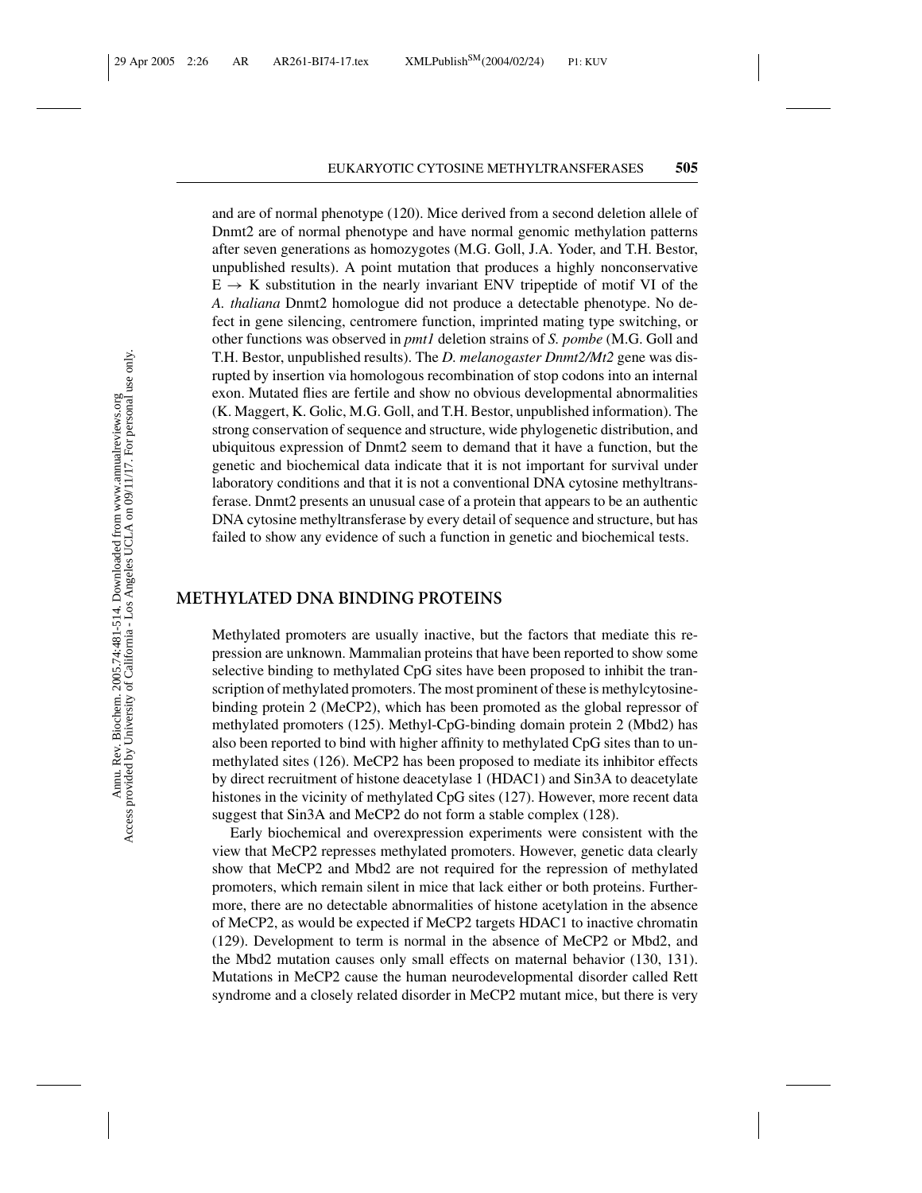and are of normal phenotype (120). Mice derived from a second deletion allele of Dnmt2 are of normal phenotype and have normal genomic methylation patterns after seven generations as homozygotes (M.G. Goll, J.A. Yoder, and T.H. Bestor, unpublished results). A point mutation that produces a highly nonconservative $E \rightarrow K$ substitution in the nearly invariant ENV tripeptide of motif VI of the *A. thaliana* Dnmt2 homologue did not produce a detectable phenotype. No defect in gene silencing, centromere function, imprinted mating type switching, or other functions was observed in *pmt1* deletion strains of *S. pombe* (M.G. Goll and T.H. Bestor, unpublished results). The *D. melanogaster Dnmt2/Mt2* gene was disrupted by insertion via homologous recombination of stop codons into an internal exon. Mutated flies are fertile and show no obvious developmental abnormalities (K. Maggert, K. Golic, M.G. Goll, and T.H. Bestor, unpublished information). The strong conservation of sequence and structure, wide phylogenetic distribution, and ubiquitous expression of Dnmt2 seem to demand that it have a function, but the genetic and biochemical data indicate that it is not important for survival under laboratory conditions and that it is not a conventional DNA cytosine methyltransferase. Dnmt2 presents an unusual case of a protein that appears to be an authentic DNA cytosine methyltransferase by every detail of sequence and structure, but has failed to show any evidence of such a function in genetic and biochemical tests.

## METHYLATED DNA BINDING PROTEINS

Methylated promoters are usually inactive, but the factors that mediate this repression are unknown. Mammalian proteins that have been reported to show some selective binding to methylated CpG sites have been proposed to inhibit the transcription of methylated promoters. The most prominent of these is methylcytosine-binding protein 2 (MeCP2), which has been promoted as the global repressor of methylated promoters (125). Methyl-CpG-binding domain protein 2 (Mbd2) has also been reported to bind with higher affinity to methylated CpG sites than to unmethylated sites (126). MeCP2 has been proposed to mediate its inhibitor effects by direct recruitment of histone deacetylase 1 (HDAC1) and Sin3A to deacetylate histones in the vicinity of methylated CpG sites (127). However, more recent data suggest that Sin3A and MeCP2 do not form a stable complex (128).

Early biochemical and overexpression experiments were consistent with the view that MeCP2 represses methylated promoters. However, genetic data clearly show that MeCP2 and Mbd2 are not required for the repression of methylated promoters, which remain silent in mice that lack either or both proteins. Furthermore, there are no detectable abnormalities of histone acetylation in the absence of MeCP2, as would be expected if MeCP2 targets HDAC1 to inactive chromatin (129). Development to term is normal in the absence of MeCP2 or Mbd2, and the Mbd2 mutation causes only small effects on maternal behavior (130, 131). Mutations in MeCP2 cause the human neurodevelopmental disorder called Rett syndrome and a closely related disorder in MeCP2 mutant mice, but there is very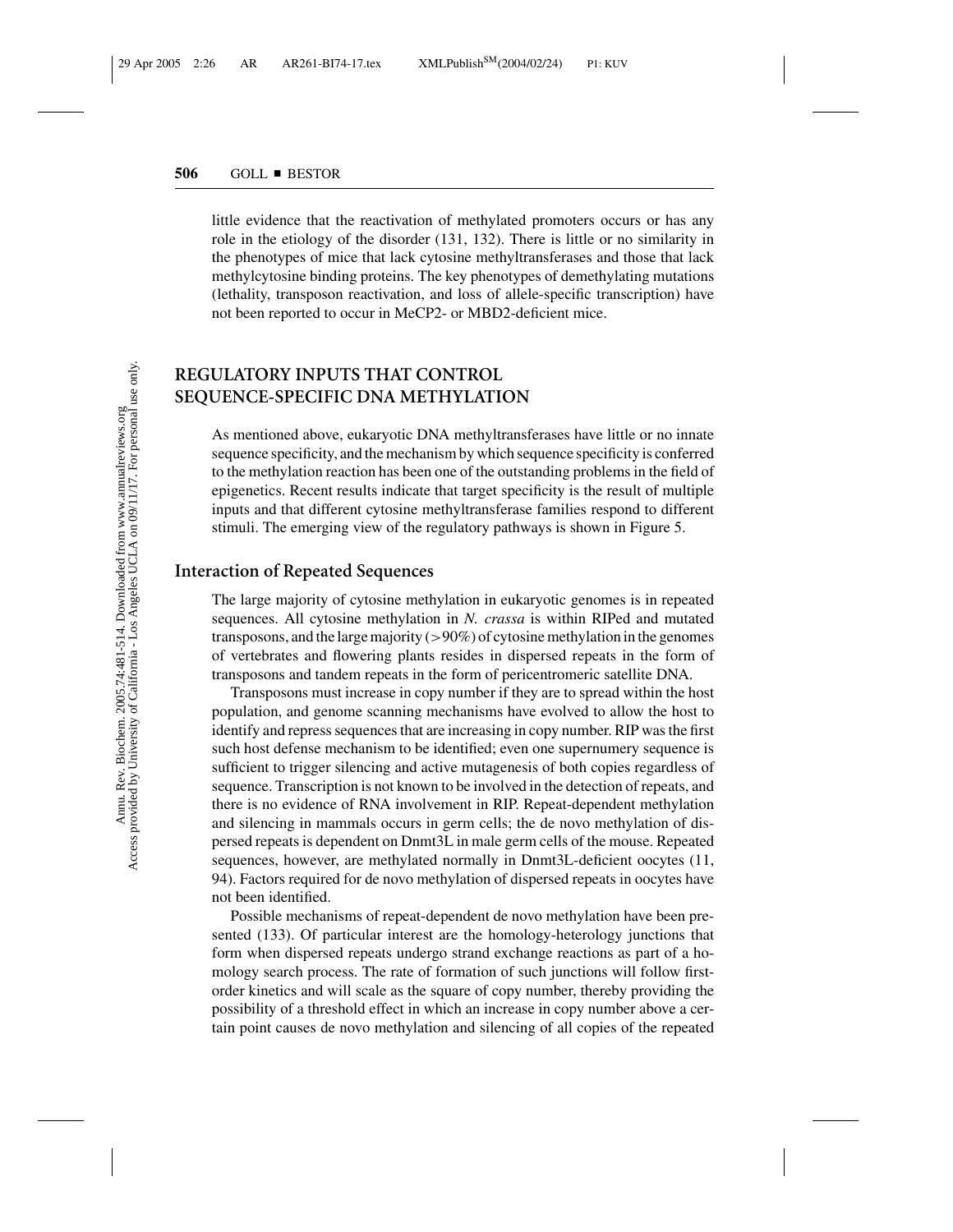little evidence that the reactivation of methylated promoters occurs or has any role in the etiology of the disorder (131, 132). There is little or no similarity in the phenotypes of mice that lack cytosine methyltransferases and those that lack methylcytosine binding proteins. The key phenotypes of demethylating mutations (lethality, transposon reactivation, and loss of allele-specific transcription) have not been reported to occur in MeCP2- or MBD2-deficient mice.

## REGULATORY INPUTS THAT CONTROL SEQUENCE-SPECIFIC DNA METHYLATION

As mentioned above, eukaryotic DNA methyltransferases have little or no innate sequence specificity, and the mechanism by which sequence specificity is conferred to the methylation reaction has been one of the outstanding problems in the field of epigenetics. Recent results indicate that target specificity is the result of multiple inputs and that different cytosine methyltransferase families respond to different stimuli. The emerging view of the regulatory pathways is shown in Figure 5.

### Interaction of Repeated Sequences

The large majority of cytosine methylation in eukaryotic genomes is in repeated sequences. All cytosine methylation in *N. crassa* is within RIPed and mutated transposons, and the large majority (>90%) of cytosine methylation in the genomes of vertebrates and flowering plants resides in dispersed repeats in the form of transposons and tandem repeats in the form of pericentromeric satellite DNA.

Transposons must increase in copy number if they are to spread within the host population, and genome scanning mechanisms have evolved to allow the host to identify and repress sequences that are increasing in copy number. RIP was the first such host defense mechanism to be identified; even one supernumery sequence is sufficient to trigger silencing and active mutagenesis of both copies regardless of sequence. Transcription is not known to be involved in the detection of repeats, and there is no evidence of RNA involvement in RIP. Repeat-dependent methylation and silencing in mammals occurs in germ cells; the de novo methylation of dispersed repeats is dependent on Dnmt3L in male germ cells of the mouse. Repeated sequences, however, are methylated normally in Dnmt3L-deficient oocytes (11, 94). Factors required for de novo methylation of dispersed repeats in oocytes have not been identified.

Possible mechanisms of repeat-dependent de novo methylation have been presented (133). Of particular interest are the homology-heterology junctions that form when dispersed repeats undergo strand exchange reactions as part of a homology search process. The rate of formation of such junctions will follow first-order kinetics and will scale as the square of copy number, thereby providing the possibility of a threshold effect in which an increase in copy number above a certain point causes de novo methylation and silencing of all copies of the repeated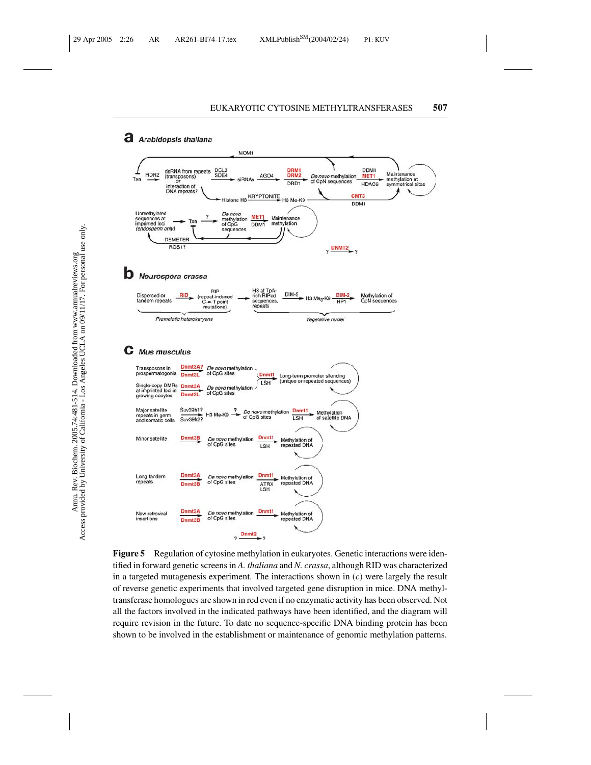**Figure 5** Regulation of cytosine methylation in eukaryotes. Genetic interactions were identified in forward genetic screens in *A. thaliana* and *N. crassa*, although RID was characterized in a targeted mutagenesis experiment. The interactions shown in (*c*) were largely the result of reverse genetic experiments that involved targeted gene disruption in mice. DNA methyltransferase homologues are shown in red even if no enzymatic activity has been observed. Not all the factors involved in the indicated pathways have been identified, and the diagram will require revision in the future. To date no sequence-specific DNA binding protein has been shown to be involved in the establishment or maintenance of genomic methylation patterns.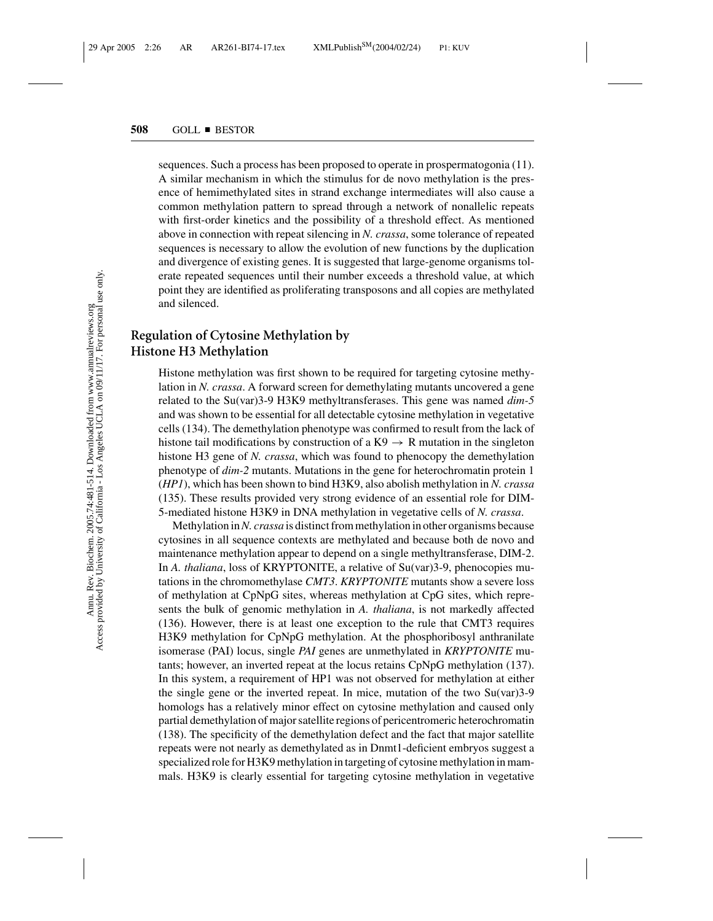sequences. Such a process has been proposed to operate in prospermatogonia (11). A similar mechanism in which the stimulus for de novo methylation is the presence of hemimethylated sites in strand exchange intermediates will also cause a common methylation pattern to spread through a network of nonallelic repeats with first-order kinetics and the possibility of a threshold effect. As mentioned above in connection with repeat silencing in *N. crassa*, some tolerance of repeated sequences is necessary to allow the evolution of new functions by the duplication and divergence of existing genes. It is suggested that large-genome organisms tolerate repeated sequences until their number exceeds a threshold value, at which point they are identified as proliferating transposons and all copies are methylated and silenced.

## Regulation of Cytosine Methylation by Histone H3 Methylation

Histone methylation was first shown to be required for targeting cytosine methylation in *N. crassa*. A forward screen for demethylating mutants uncovered a gene related to the Su(var)3-9 H3K9 methyltransferases. This gene was named *dim-5* and was shown to be essential for all detectable cytosine methylation in vegetative cells (134). The demethylation phenotype was confirmed to result from the lack of histone tail modifications by construction of a K9 $\rightarrow$ R mutation in the singleton histone H3 gene of *N. crassa*, which was found to phenocopy the demethylation phenotype of *dim-2* mutants. Mutations in the gene for heterochromatin protein 1 (*HP1*), which has been shown to bind H3K9, also abolish methylation in *N. crassa* (135). These results provided very strong evidence of an essential role for DIM-5-mediated histone H3K9 in DNA methylation in vegetative cells of *N. crassa*.

Methylation in *N. crassa* is distinct from methylation in other organisms because cytosines in all sequence contexts are methylated and because both de novo and maintenance methylation appear to depend on a single methyltransferase, DIM-2. In *A. thaliana*, loss of KRYPTONITE, a relative of Su(var)3-9, phenocopies mutations in the chromomethylase *CMT3*. *KRYPTONITE* mutants show a severe loss of methylation at CpNpG sites, whereas methylation at CpG sites, which represents the bulk of genomic methylation in *A. thaliana*, is not markedly affected (136). However, there is at least one exception to the rule that CMT3 requires H3K9 methylation for CpNpG methylation. At the phosphoribosyl anthranilate isomerase (PAI) locus, single *PAI* genes are unmethylated in *KRYPTONITE* mutants; however, an inverted repeat at the locus retains CpNpG methylation (137). In this system, a requirement of HP1 was not observed for methylation at either the single gene or the inverted repeat. In mice, mutation of the two Su(var)3-9 homologs has a relatively minor effect on cytosine methylation and caused only partial demethylation of major satellite regions of pericentromeric heterochromatin (138). The specificity of the demethylation defect and the fact that major satellite repeats were not nearly as demethylated as in Dnmt1-deficient embryos suggest a specialized role for H3K9 methylation in targeting of cytosine methylation in mammals. H3K9 is clearly essential for targeting cytosine methylation in vegetative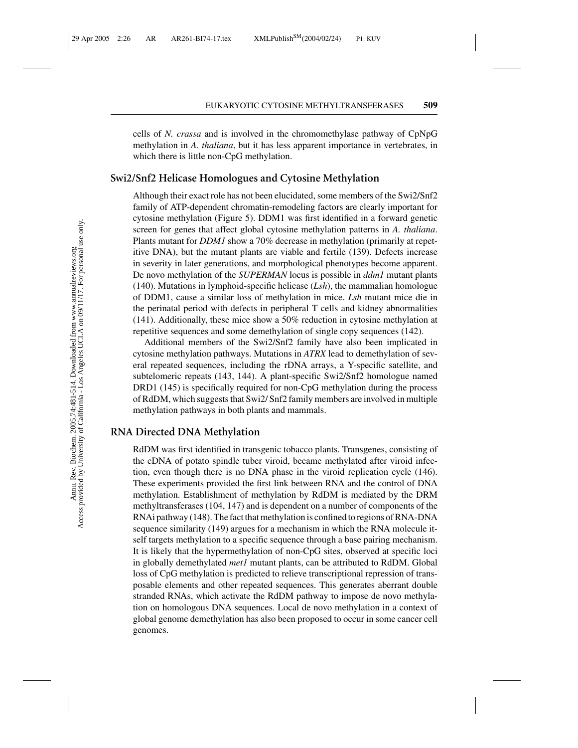cells of *N. crassa* and is involved in the chromomethylase pathway of CpNpG methylation in *A. thaliana*, but it has less apparent importance in vertebrates, in which there is little non-CpG methylation.

### Swi2/Snf2 Helicase Homologues and Cytosine Methylation

Although their exact role has not been elucidated, some members of the Swi2/Snf2 family of ATP-dependent chromatin-remodeling factors are clearly important for cytosine methylation (Figure 5). DDM1 was first identified in a forward genetic screen for genes that affect global cytosine methylation patterns in *A. thaliana*. Plants mutant for *DDM1* show a 70% decrease in methylation (primarily at repetitive DNA), but the mutant plants are viable and fertile (139). Defects increase in severity in later generations, and morphological phenotypes become apparent. De novo methylation of the *SUPERMAN* locus is possible in *ddm1* mutant plants (140). Mutations in lymphoid-specific helicase (*Lsh*), the mammalian homologue of DDM1, cause a similar loss of methylation in mice. *Lsh* mutant mice die in the perinatal period with defects in peripheral T cells and kidney abnormalities (141). Additionally, these mice show a 50% reduction in cytosine methylation at repetitive sequences and some demethylation of single copy sequences (142).

Additional members of the Swi2/Snf2 family have also been implicated in cytosine methylation pathways. Mutations in *ATRX* lead to demethylation of several repeated sequences, including the rDNA arrays, a Y-specific satellite, and subtelomeric repeats (143, 144). A plant-specific Swi2/Snf2 homologue named DRD1 (145) is specifically required for non-CpG methylation during the process of RdDM, which suggests that Swi2/ Snf2 family members are involved in multiple methylation pathways in both plants and mammals.

### RNA Directed DNA Methylation

RdDM was first identified in transgenic tobacco plants. Transgenes, consisting of the cDNA of potato spindle tuber viroid, became methylated after viroid infection, even though there is no DNA phase in the viroid replication cycle (146). These experiments provided the first link between RNA and the control of DNA methylation. Establishment of methylation by RdDM is mediated by the DRM methyltransferases (104, 147) and is dependent on a number of components of the RNAi pathway (148). The fact that methylation is confined to regions of RNA-DNA sequence similarity (149) argues for a mechanism in which the RNA molecule itself targets methylation to a specific sequence through a base pairing mechanism. It is likely that the hypermethylation of non-CpG sites, observed at specific loci in globally demethylated *met1* mutant plants, can be attributed to RdDM. Global loss of CpG methylation is predicted to relieve transcriptional repression of transposable elements and other repeated sequences. This generates aberrant double stranded RNAs, which activate the RdDM pathway to impose de novo methylation on homologous DNA sequences. Local de novo methylation in a context of global genome demethylation has also been proposed to occur in some cancer cell genomes.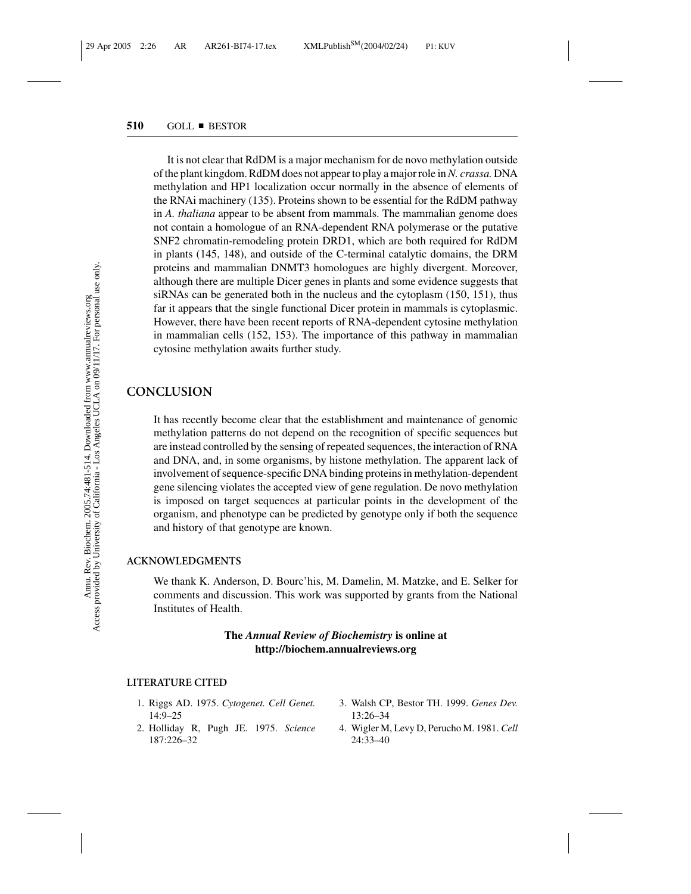It is not clear that RdDM is a major mechanism for de novo methylation outside of the plant kingdom. RdDM does not appear to play a major role in *N. crassa.* DNA methylation and HP1 localization occur normally in the absence of elements of the RNAi machinery (135). Proteins shown to be essential for the RdDM pathway in *A. thaliana* appear to be absent from mammals. The mammalian genome does not contain a homologue of an RNA-dependent RNA polymerase or the putative SNF2 chromatin-remodeling protein DRD1, which are both required for RdDM in plants (145, 148), and outside of the C-terminal catalytic domains, the DRM proteins and mammalian DNMT3 homologues are highly divergent. Moreover, although there are multiple Dicer genes in plants and some evidence suggests that siRNAs can be generated both in the nucleus and the cytoplasm (150, 151), thus far it appears that the single functional Dicer protein in mammals is cytoplasmic. However, there have been recent reports of RNA-dependent cytosine methylation in mammalian cells (152, 153). The importance of this pathway in mammalian cytosine methylation awaits further study.

## CONCLUSION

It has recently become clear that the establishment and maintenance of genomic methylation patterns do not depend on the recognition of specific sequences but are instead controlled by the sensing of repeated sequences, the interaction of RNA and DNA, and, in some organisms, by histone methylation. The apparent lack of involvement of sequence-specific DNA binding proteins in methylation-dependent gene silencing violates the accepted view of gene regulation. De novo methylation is imposed on target sequences at particular points in the development of the organism, and phenotype can be predicted by genotype only if both the sequence and history of that genotype are known.

### ACKNOWLEDGMENTS

We thank K. Anderson, D. Bourc'his, M. Damelin, M. Matzke, and E. Selker for comments and discussion. This work was supported by grants from the National Institutes of Health.

**The *Annual Review of Biochemistry* is online at http://biochem.annualreviews.org**

### LITERATURE CITED

1. Riggs AD. 1975. *Cytogenet. Cell Genet.* 14:9–25
2. Holliday R, Pugh JE. 1975. *Science* 187:226–32
3. Walsh CP, Bestor TH. 1999. *Genes Dev.* 13:26–34
4. Wigler M, Levy D, Perucho M. 1981. *Cell* 24:33–40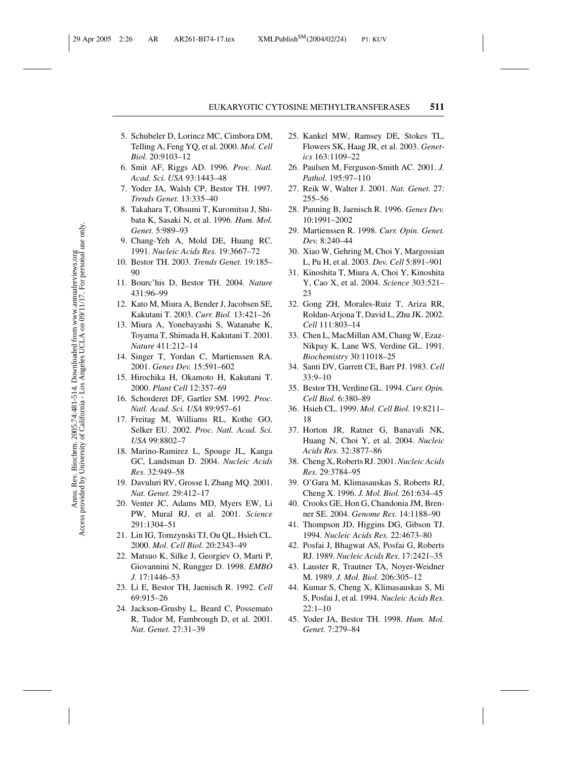5. Schubeler D, Lorincz MC, Cimbora DM, Telling A, Feng YQ, et al. 2000. *Mol. Cell Biol.* 20:9103–12
6. Smit AF, Riggs AD. 1996. *Proc. Natl. Acad. Sci. USA* 93:1443–48
7. Yoder JA, Walsh CP, Bestor TH. 1997. *Trends Genet.* 13:335–40
8. Takahara T, Ohsumi T, Kuromitsu J, Shibata K, Sasaki N, et al. 1996. *Hum. Mol. Genet.* 5:989–93
9. Chang-Yeh A, Mold DE, Huang RC. 1991. *Nucleic Acids Res.* 19:3667–72
10. Bestor TH. 2003. *Trends Genet.* 19:185–90
11. Bourc'his D, Bestor TH. 2004. *Nature* 431:96–99
12. Kato M, Miura A, Bender J, Jacobsen SE, Kakutani T. 2003. *Curr. Biol.* 13:421–26
13. Miura A, Yonebayashi S, Watanabe K, Toyama T, Shimada H, Kakutani T. 2001. *Nature* 411:212–14
14. Singer T, Yordan C, Martienssen RA. 2001. *Genes Dev.* 15:591–602
15. Hirochika H, Okamoto H, Kakutani T. 2000. *Plant Cell* 12:357–69
16. Schorderet DF, Gartler SM. 1992. *Proc. Natl. Acad. Sci. USA* 89:957–61
17. Freitag M, Williams RL, Kothe GO, Selker EU. 2002. *Proc. Natl. Acad. Sci. USA* 99:8802–7
18. Marino-Ramirez L, Spouge JL, Kanga GC, Landsman D. 2004. *Nucleic Acids Res.* 32:949–58
19. Davuluri RV, Grosse I, Zhang MQ. 2001. *Nat. Genet.* 29:412–17
20. Venter JC, Adams MD, Myers EW, Li PW, Mural RJ, et al. 2001. *Science* 291:1304–51
21. Lin IG, Tomzynski TJ, Ou QL, Hsieh CL. 2000. *Mol. Cell Biol.* 20:2343–49
22. Matsuo K, Silke J, Georgiev O, Marti P, Giovannini N, Rungger D. 1998. *EMBO J.* 17:1446–53
23. Li E, Bestor TH, Jaenisch R. 1992. *Cell* 69:915–26
24. Jackson-Grusby L, Beard C, Possemato R, Tudor M, Fambrough D, et al. 2001. *Nat. Genet.* 27:31–39
25. Kankel MW, Ramsey DE, Stokes TL, Flowers SK, Haag JR, et al. 2003. *Genetics* 163:1109–22
26. Paulsen M, Ferguson-Smith AC. 2001. *J. Pathol.* 195:97–110
27. Reik W, Walter J. 2001. *Nat. Genet.* 27:255–56
28. Panning B, Jaenisch R. 1996. *Genes Dev.* 10:1991–2002
29. Martienssen R. 1998. *Curr. Opin. Genet. Dev.* 8:240–44
30. Xiao W, Gehring M, Choi Y, Margossian L, Pu H, et al. 2003. *Dev. Cell* 5:891–901
31. Kinoshita T, Miura A, Choi Y, Kinoshita Y, Cao X, et al. 2004. *Science* 303:521–23
32. Gong ZH, Morales-Ruiz T, Ariza RR, Roldan-Arjona T, David L, Zhu JK. 2002. *Cell* 111:803–14
33. Chen L, MacMillan AM, Chang W, Ezaz-Nikpay K, Lane WS, Verdine GL. 1991. *Biochemistry* 30:11018–25
34. Santi DV, Garrett CE, Barr PJ. 1983. *Cell* 33:9–10
35. Bestor TH, Verdine GL. 1994. *Curr. Opin. Cell Biol.* 6:380–89
36. Hsieh CL. 1999. *Mol. Cell Biol.* 19:8211–18
37. Horton JR, Ratner G, Banavali NK, Huang N, Choi Y, et al. 2004. *Nucleic Acids Res.* 32:3877–86
38. Cheng X, Roberts RJ. 2001. *Nucleic Acids Res.* 29:3784–95
39. O'Gara M, Klimasauskas S, Roberts RJ, Cheng X. 1996. *J. Mol. Biol.* 261:634–45
40. Crooks GE, Hon G, Chandonia JM, Brenner SE. 2004. *Genome Res.* 14:1188–90
41. Thompson JD, Higgins DG, Gibson TJ. 1994. *Nucleic Acids Res.* 22:4673–80
42. Posfai J, Bhagwat AS, Posfai G, Roberts RJ. 1989. *Nucleic Acids Res.* 17:2421–35
43. Lauster R, Trautner TA, Noyer-Weidner M. 1989. *J. Mol. Biol.* 206:305–12
44. Kumar S, Cheng X, Klimasauskas S, Mi S, Posfai J, et al. 1994. *Nucleic Acids Res.* 22:1–10
45. Yoder JA, Bestor TH. 1998. *Hum. Mol. Genet.* 7:279–84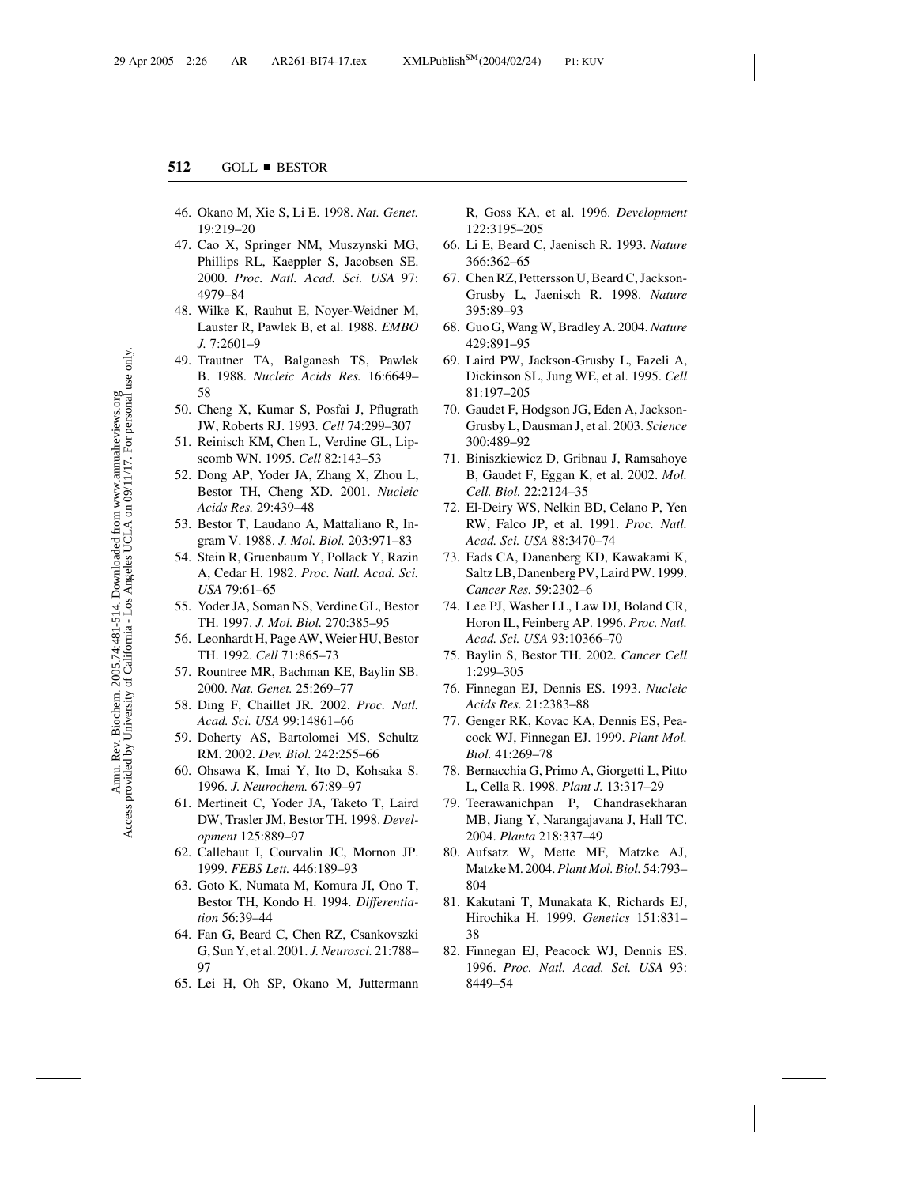46. Okano M, Xie S, Li E. 1998. *Nat. Genet.* 19:219–20
47. Cao X, Springer NM, Muszynski MG, Phillips RL, Kaeppler S, Jacobsen SE. 2000. *Proc. Natl. Acad. Sci. USA* 97: 4979–84
48. Wilke K, Rauhut E, Noyer-Weidner M, Lauster R, Pawlek B, et al. 1988. *EMBO J.* 7:2601–9
49. Trautner TA, Balganesh TS, Pawlek B. 1988. *Nucleic Acids Res.* 16:6649–58
50. Cheng X, Kumar S, Posfai J, Pflugrath JW, Roberts RJ. 1993. *Cell* 74:299–307
51. Reinisch KM, Chen L, Verdine GL, Lipscomb WN. 1995. *Cell* 82:143–53
52. Dong AP, Yoder JA, Zhang X, Zhou L, Bestor TH, Cheng XD. 2001. *Nucleic Acids Res.* 29:439–48
53. Bestor T, Laudano A, Mattaliano R, Ingram V. 1988. *J. Mol. Biol.* 203:971–83
54. Stein R, Gruenbaum Y, Pollack Y, Razin A, Cedar H. 1982. *Proc. Natl. Acad. Sci. USA* 79:61–65
55. Yoder JA, Soman NS, Verdine GL, Bestor TH. 1997. *J. Mol. Biol.* 270:385–95
56. Leonhardt H, Page AW, Weier HU, Bestor TH. 1992. *Cell* 71:865–73
57. Rountree MR, Bachman KE, Baylin SB. 2000. *Nat. Genet.* 25:269–77
58. Ding F, Chaillet JR. 2002. *Proc. Natl. Acad. Sci. USA* 99:14861–66
59. Doherty AS, Bartolomei MS, Schultz RM. 2002. *Dev. Biol.* 242:255–66
60. Ohsawa K, Imai Y, Ito D, Kohsaka S. 1996. *J. Neurochem.* 67:89–97
61. Mertineit C, Yoder JA, Taketo T, Laird DW, Trasler JM, Bestor TH. 1998. *Development* 125:889–97
62. Callebaut I, Courvalin JC, Mornon JP. 1999. *FEBS Lett.* 446:189–93
63. Goto K, Numata M, Komura JI, Ono T, Bestor TH, Kondo H. 1994. *Differentiation* 56:39–44
64. Fan G, Beard C, Chen RZ, Csankovszki G, Sun Y, et al. 2001. *J. Neurosci.* 21:788–97
65. Lei H, Oh SP, Okano M, Juttermann R, Goss KA, et al. 1996. *Development* 122:3195–205
66. Li E, Beard C, Jaenisch R. 1993. *Nature* 366:362–65
67. Chen RZ, Pettersson U, Beard C, Jackson-Grusby L, Jaenisch R. 1998. *Nature* 395:89–93
68. Guo G, Wang W, Bradley A. 2004. *Nature* 429:891–95
69. Laird PW, Jackson-Grusby L, Fazeli A, Dickinson SL, Jung WE, et al. 1995. *Cell* 81:197–205
70. Gaudet F, Hodgson JG, Eden A, Jackson-Grusby L, Dausman J, et al. 2003. *Science* 300:489–92
71. Biniszkiewicz D, Gribnau J, Ramsahoye B, Gaudet F, Eggan K, et al. 2002. *Mol. Cell. Biol.* 22:2124–35
72. El-Deiry WS, Nelkin BD, Celano P, Yen RW, Falco JP, et al. 1991. *Proc. Natl. Acad. Sci. USA* 88:3470–74
73. Eads CA, Danenberg KD, Kawakami K, Saltz LB, Danenberg PV, Laird PW. 1999. *Cancer Res.* 59:2302–6
74. Lee PJ, Washer LL, Law DJ, Boland CR, Horon IL, Feinberg AP. 1996. *Proc. Natl. Acad. Sci. USA* 93:10366–70
75. Baylin S, Bestor TH. 2002. *Cancer Cell* 1:299–305
76. Finnegan EJ, Dennis ES. 1993. *Nucleic Acids Res.* 21:2383–88
77. Genger RK, Kovac KA, Dennis ES, Peacock WJ, Finnegan EJ. 1999. *Plant Mol. Biol.* 41:269–78
78. Bernacchia G, Primo A, Giorgetti L, Pitto L, Cella R. 1998. *Plant J.* 13:317–29
79. Teerawanichpan P, Chandrasekharan MB, Jiang Y, Narangajavana J, Hall TC. 2004. *Planta* 218:337–49
80. Aufsatz W, Mette MF, Matzke AJ, Matzke M. 2004. *Plant Mol. Biol.* 54:793–804
81. Kakutani T, Munakata K, Richards EJ, Hirochika H. 1999. *Genetics* 151:831–38
82. Finnegan EJ, Peacock WJ, Dennis ES. 1996. *Proc. Natl. Acad. Sci. USA* 93: 8449–54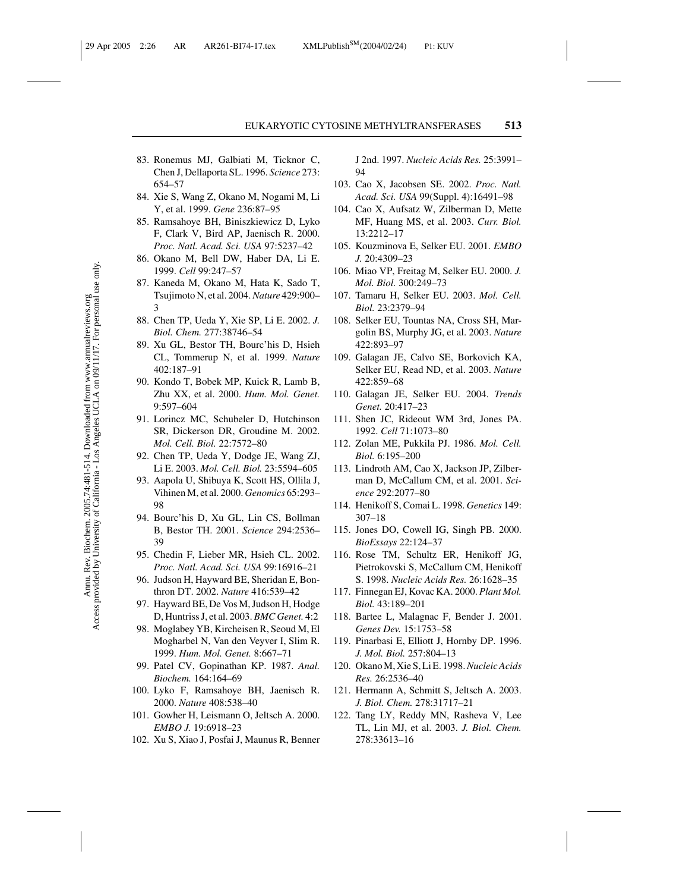83. Ronemus MJ, Galbiati M, Ticknor C, Chen J, Dellaporta SL. 1996. *Science* 273: 654–57
84. Xie S, Wang Z, Okano M, Nogami M, Li Y, et al. 1999. *Gene* 236:87–95
85. Ramsahoye BH, Biniszkiewicz D, Lyko F, Clark V, Bird AP, Jaenisch R. 2000. *Proc. Natl. Acad. Sci. USA* 97:5237–42
86. Okano M, Bell DW, Haber DA, Li E. 1999. *Cell* 99:247–57
87. Kaneda M, Okano M, Hata K, Sado T, Tsujimoto N, et al. 2004. *Nature* 429:900–3
88. Chen TP, Ueda Y, Xie SP, Li E. 2002. *J. Biol. Chem.* 277:38746–54
89. Xu GL, Bestor TH, Bourc'his D, Hsieh CL, Tommerup N, et al. 1999. *Nature* 402:187–91
90. Kondo T, Bobek MP, Kuick R, Lamb B, Zhu XX, et al. 2000. *Hum. Mol. Genet.* 9:597–604
91. Lorincz MC, Schubeler D, Hutchinson SR, Dickerson DR, Groudine M. 2002. *Mol. Cell. Biol.* 22:7572–80
92. Chen TP, Ueda Y, Dodge JE, Wang ZJ, Li E. 2003. *Mol. Cell. Biol.* 23:5594–605
93. Aapola U, Shibuya K, Scott HS, Ollila J, Vihinen M, et al. 2000. *Genomics* 65:293–98
94. Bourc'his D, Xu GL, Lin CS, Bollman B, Bestor TH. 2001. *Science* 294:2536–39
95. Chedin F, Lieber MR, Hsieh CL. 2002. *Proc. Natl. Acad. Sci. USA* 99:16916–21
96. Judson H, Hayward BE, Sheridan E, Bonthron DT. 2002. *Nature* 416:539–42
97. Hayward BE, De Vos M, Judson H, Hodge D, Huntriss J, et al. 2003. *BMC Genet.* 4:2
98. Moglabey YB, Kircheisen R, Seoud M, El Mogharbel N, Van den Veyver I, Slim R. 1999. *Hum. Mol. Genet.* 8:667–71
99. Patel CV, Gopinathan KP. 1987. *Anal. Biochem.* 164:164–69
100. Lyko F, Ramsahoye BH, Jaenisch R. 2000. *Nature* 408:538–40
101. Gowher H, Leismann O, Jeltsch A. 2000. *EMBO J.* 19:6918–23
102. Xu S, Xiao J, Posfai J, Maunus R, Benner J 2nd. 1997. *Nucleic Acids Res.* 25:3991–94
103. Cao X, Jacobsen SE. 2002. *Proc. Natl. Acad. Sci. USA* 99(Suppl. 4):16491–98
104. Cao X, Aufsatz W, Zilberman D, Mette MF, Huang MS, et al. 2003. *Curr. Biol.* 13:2212–17
105. Kouzminova E, Selker EU. 2001. *EMBO J.* 20:4309–23
106. Miao VP, Freitag M, Selker EU. 2000. *J. Mol. Biol.* 300:249–73
107. Tamaru H, Selker EU. 2003. *Mol. Cell. Biol.* 23:2379–94
108. Selker EU, Tountas NA, Cross SH, Margolin BS, Murphy JG, et al. 2003. *Nature* 422:893–97
109. Galagan JE, Calvo SE, Borkovich KA, Selker EU, Read ND, et al. 2003. *Nature* 422:859–68
110. Galagan JE, Selker EU. 2004. *Trends Genet.* 20:417–23
111. Shen JC, Rideout WM 3rd, Jones PA. 1992. *Cell* 71:1073–80
112. Zolan ME, Pukkila PJ. 1986. *Mol. Cell. Biol.* 6:195–200
113. Lindroth AM, Cao X, Jackson JP, Zilberman D, McCallum CM, et al. 2001. *Science* 292:2077–80
114. Henikoff S, Comai L. 1998. *Genetics* 149: 307–18
115. Jones DO, Cowell IG, Singh PB. 2000. *BioEssays* 22:124–37
116. Rose TM, Schultz ER, Henikoff JG, Pietrokovski S, McCallum CM, Henikoff S. 1998. *Nucleic Acids Res.* 26:1628–35
117. Finnegan EJ, Kovac KA. 2000. *Plant Mol. Biol.* 43:189–201
118. Bartee L, Malagnac F, Bender J. 2001. *Genes Dev.* 15:1753–58
119. Pinarbasi E, Elliott J, Hornby DP. 1996. *J. Mol. Biol.* 257:804–13
120. Okano M, Xie S, Li E. 1998. *Nucleic Acids Res.* 26:2536–40
121. Hermann A, Schmitt S, Jeltsch A. 2003. *J. Biol. Chem.* 278:31717–21
122. Tang LY, Reddy MN, Rasheva V, Lee TL, Lin MJ, et al. 2003. *J. Biol. Chem.* 278:33613–16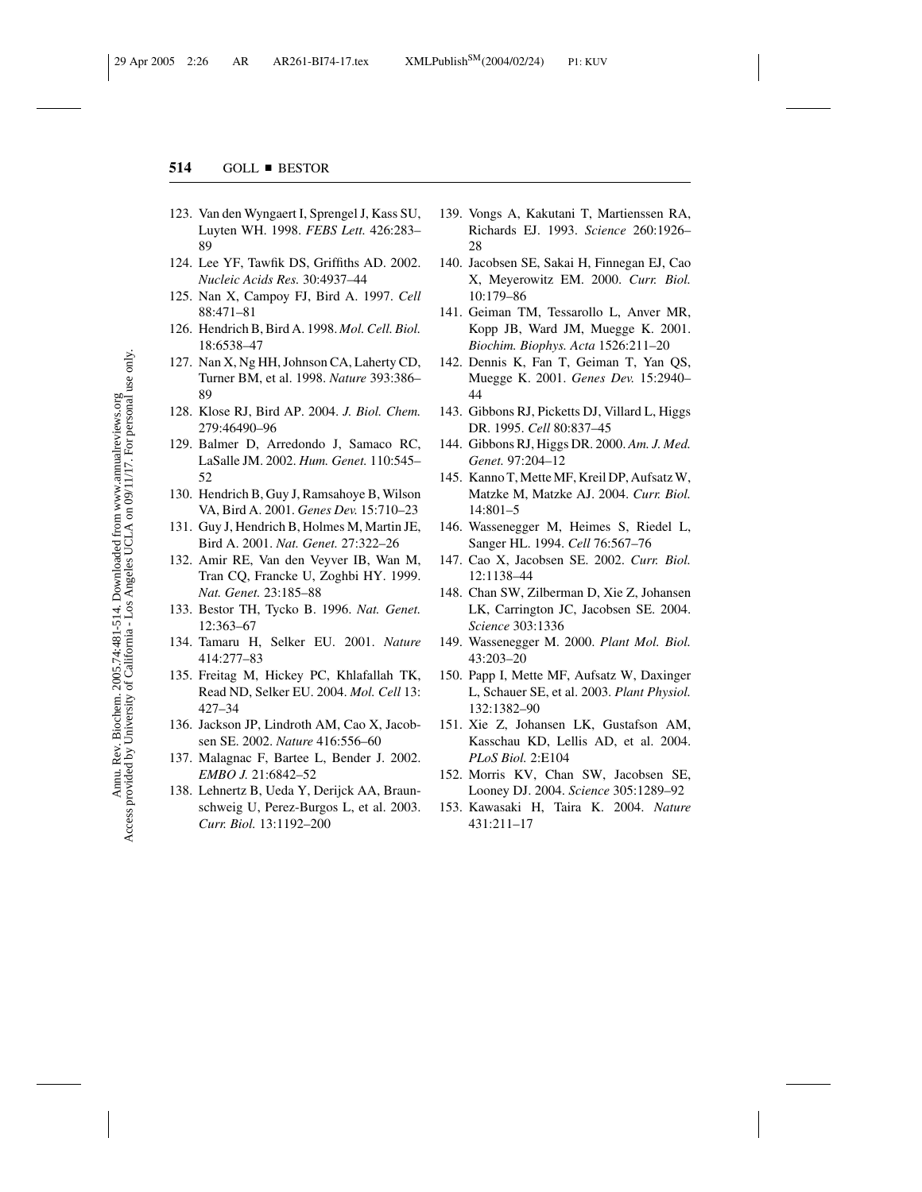123. Van den Wyngaert I, Sprengel J, Kass SU, Luyten WH. 1998. *FEBS Lett.* 426:283–89
124. Lee YF, Tawfik DS, Griffiths AD. 2002. *Nucleic Acids Res.* 30:4937–44
125. Nan X, Campoy FJ, Bird A. 1997. *Cell* 88:471–81
126. Hendrich B, Bird A. 1998. *Mol. Cell. Biol.* 18:6538–47
127. Nan X, Ng HH, Johnson CA, Laherty CD, Turner BM, et al. 1998. *Nature* 393:386–89
128. Klose RJ, Bird AP. 2004. *J. Biol. Chem.* 279:46490–96
129. Balmer D, Arredondo J, Samaco RC, LaSalle JM. 2002. *Hum. Genet.* 110:545–52
130. Hendrich B, Guy J, Ramsahoye B, Wilson VA, Bird A. 2001. *Genes Dev.* 15:710–23
131. Guy J, Hendrich B, Holmes M, Martin JE, Bird A. 2001. *Nat. Genet.* 27:322–26
132. Amir RE, Van den Veyver IB, Wan M, Tran CQ, Francke U, Zoghbi HY. 1999. *Nat. Genet.* 23:185–88
133. Bestor TH, Tycko B. 1996. *Nat. Genet.* 12:363–67
134. Tamaru H, Selker EU. 2001. *Nature* 414:277–83
135. Freitag M, Hickey PC, Khlafallah TK, Read ND, Selker EU. 2004. *Mol. Cell* 13:427–34
136. Jackson JP, Lindroth AM, Cao X, Jacobsen SE. 2002. *Nature* 416:556–60
137. Malagnac F, Bartee L, Bender J. 2002. *EMBO J.* 21:6842–52
138. Lehnertz B, Ueda Y, Derijck AA, Braunschweig U, Perez-Burgos L, et al. 2003. *Curr. Biol.* 13:1192–200
139. Vongs A, Kakutani T, Martienssen RA, Richards EJ. 1993. *Science* 260:1926–28
140. Jacobsen SE, Sakai H, Finnegan EJ, Cao X, Meyerowitz EM. 2000. *Curr. Biol.* 10:179–86
141. Geiman TM, Tessarollo L, Anver MR, Kopp JB, Ward JM, Muegge K. 2001. *Biochim. Biophys. Acta* 1526:211–20
142. Dennis K, Fan T, Geiman T, Yan QS, Muegge K. 2001. *Genes Dev.* 15:2940–44
143. Gibbons RJ, Picketts DJ, Villard L, Higgs DR. 1995. *Cell* 80:837–45
144. Gibbons RJ, Higgs DR. 2000. *Am. J. Med. Genet.* 97:204–12
145. Kanno T, Mette MF, Kreil DP, Aufsatz W, Matzke M, Matzke AJ. 2004. *Curr. Biol.* 14:801–5
146. Wassenegger M, Heimes S, Riedel L, Sanger HL. 1994. *Cell* 76:567–76
147. Cao X, Jacobsen SE. 2002. *Curr. Biol.* 12:1138–44
148. Chan SW, Zilberman D, Xie Z, Johansen LK, Carrington JC, Jacobsen SE. 2004. *Science* 303:1336
149. Wassenegger M. 2000. *Plant Mol. Biol.* 43:203–20
150. Papp I, Mette MF, Aufsatz W, Daxinger L, Schauer SE, et al. 2003. *Plant Physiol.* 132:1382–90
151. Xie Z, Johansen LK, Gustafson AM, Kasschau KD, Lellis AD, et al. 2004. *PLoS Biol.* 2:E104
152. Morris KV, Chan SW, Jacobsen SE, Looney DJ. 2004. *Science* 305:1289–92
153. Kawasaki H, Taira K. 2004. *Nature* 431:211–17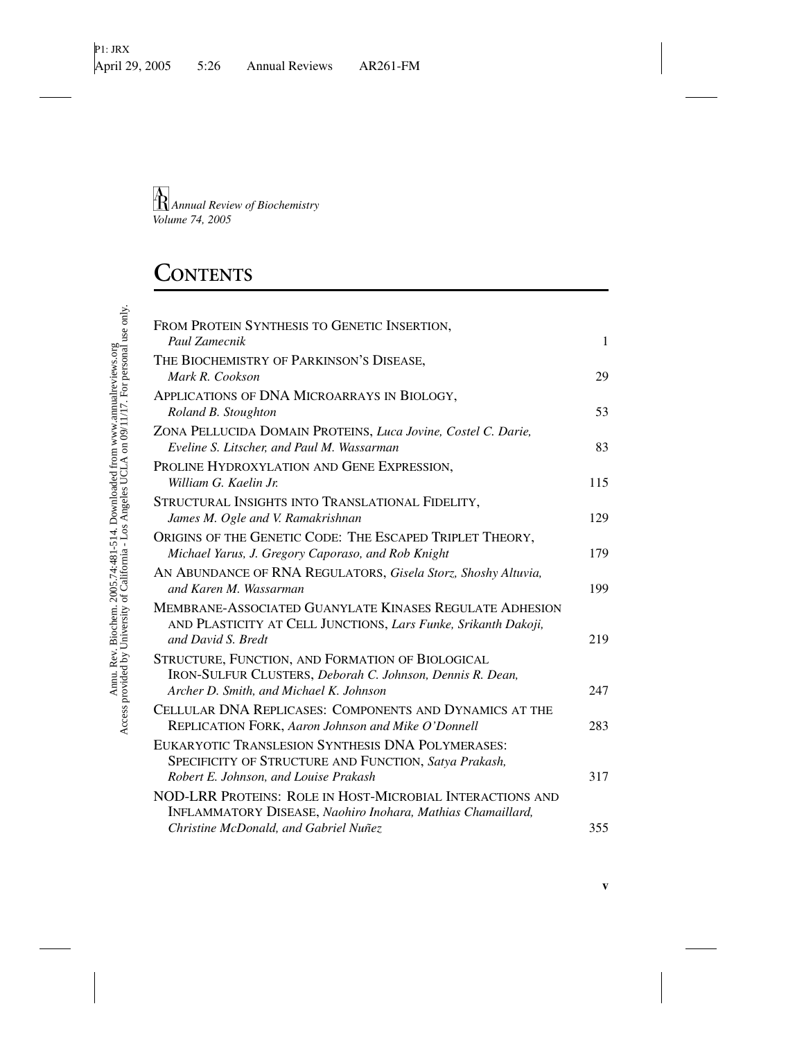*Annual Review of Biochemistry*
*Volume 74, 2005*

# Contents

| | |
|---|---|
| From Protein Synthesis to Genetic Insertion, *Paul Zamecnik* | 1 |
| The Biochemistry of Parkinson's Disease, *Mark R. Cookson* | 29 |
| Applications of DNA Microarrays in Biology, *Roland B. Stoughton* | 53 |
| Zona Pellucida Domain Proteins, *Luca Jovine, Costel C. Darie, Eveline S. Litscher, and Paul M. Wassarman* | 83 |
| Proline Hydroxylation and Gene Expression, *William G. Kaelin Jr.* | 115 |
| Structural Insights into Translational Fidelity, *James M. Ogle and V. Ramakrishnan* | 129 |
| Origins of the Genetic Code: The Escaped Triplet Theory, *Michael Yarus, J. Gregory Caporaso, and Rob Knight* | 179 |
| An Abundance of RNA Regulators, *Gisela Storz, Shoshy Altuvia, and Karen M. Wassarman* | 199 |
| Membrane-Associated Guanylate Kinases Regulate Adhesion and Plasticity at Cell Junctions, *Lars Funke, Srikanth Dakoji, and David S. Bredt* | 219 |
| Structure, Function, and Formation of Biological Iron-Sulfur Clusters, *Deborah C. Johnson, Dennis R. Dean, Archer D. Smith, and Michael K. Johnson* | 247 |
| Cellular DNA Replicases: Components and Dynamics at the Replication Fork, *Aaron Johnson and Mike O'Donnell* | 283 |
| Eukaryotic Translesion Synthesis DNA Polymerases: Specificity of Structure and Function, *Satya Prakash, Robert E. Johnson, and Louise Prakash* | 317 |
| NOD-LRR Proteins: Role in Host-Microbial Interactions and Inflammatory Disease, *Naohiro Inohara, Mathias Chamaillard, Christine McDonald, and Gabriel Nuñez* | 355 |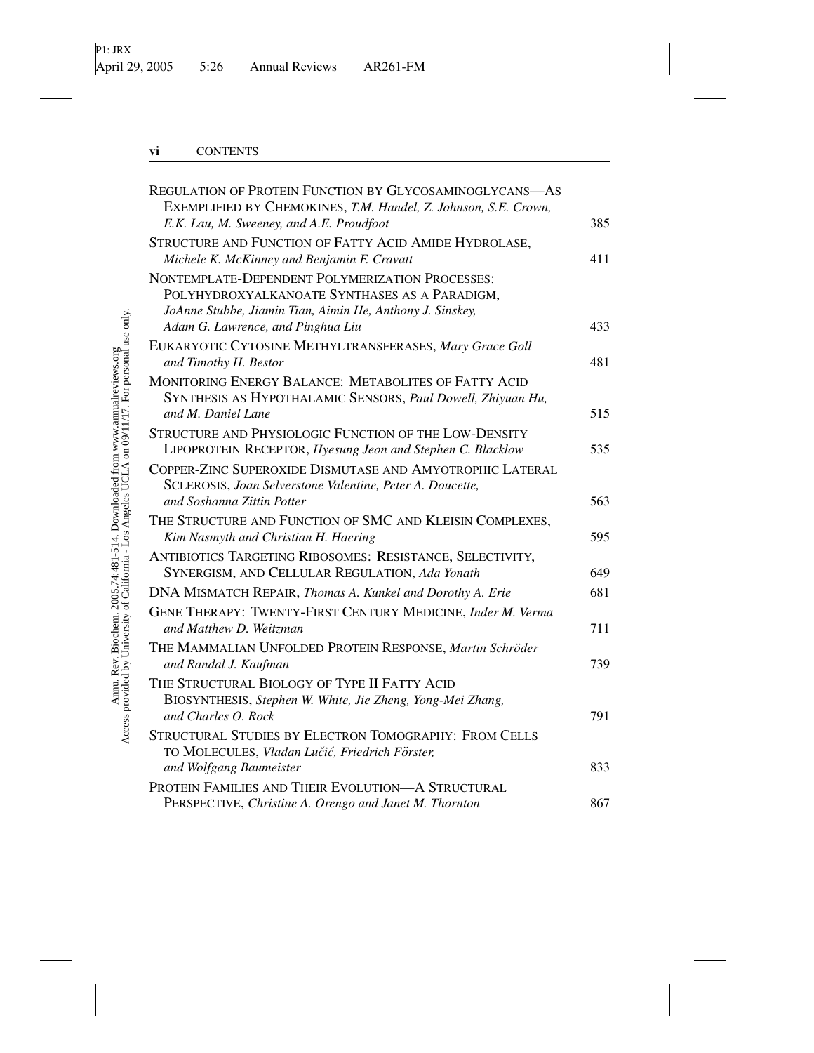Regulation of Protein Function by Glycosaminoglycans—As Exemplified by Chemokines, *T.M. Handel, Z. Johnson, S.E. Crown, E.K. Lau, M. Sweeney, and A.E. Proudfoot* 385

Structure and Function of Fatty Acid Amide Hydrolase, *Michele K. McKinney and Benjamin F. Cravatt* 411

Nontemplate-Dependent Polymerization Processes: Polyhydroxyalkanoate Synthases as a Paradigm, *JoAnne Stubbe, Jiamin Tian, Aimin He, Anthony J. Sinskey, Adam G. Lawrence, and Pinghua Liu* 433

Eukaryotic Cytosine Methyltransferases, *Mary Grace Goll and Timothy H. Bestor* 481

Monitoring Energy Balance: Metabolites of Fatty Acid Synthesis as Hypothalamic Sensors, *Paul Dowell, Zhiyuan Hu, and M. Daniel Lane* 515

Structure and Physiologic Function of the Low-Density Lipoprotein Receptor, *Hyesung Jeon and Stephen C. Blacklow* 535

Copper-Zinc Superoxide Dismutase and Amyotrophic Lateral Sclerosis, *Joan Selverstone Valentine, Peter A. Doucette, and Soshanna Zittin Potter* 563

The Structure and Function of SMC and Kleisin Complexes, *Kim Nasmyth and Christian H. Haering* 595

Antibiotics Targeting Ribosomes: Resistance, Selectivity, Synergism, and Cellular Regulation, *Ada Yonath* 649

DNA Mismatch Repair, *Thomas A. Kunkel and Dorothy A. Erie* 681

Gene Therapy: Twenty-First Century Medicine, *Inder M. Verma and Matthew D. Weitzman* 711

The Mammalian Unfolded Protein Response, *Martin Schröder and Randal J. Kaufman* 739

The Structural Biology of Type II Fatty Acid Biosynthesis, *Stephen W. White, Jie Zheng, Yong-Mei Zhang, and Charles O. Rock* 791

Structural Studies by Electron Tomography: From Cells to Molecules, *Vladan Lučić, Friedrich Förster, and Wolfgang Baumeister* 833

Protein Families and Their Evolution—A Structural Perspective, *Christine A. Orengo and Janet M. Thornton* 867